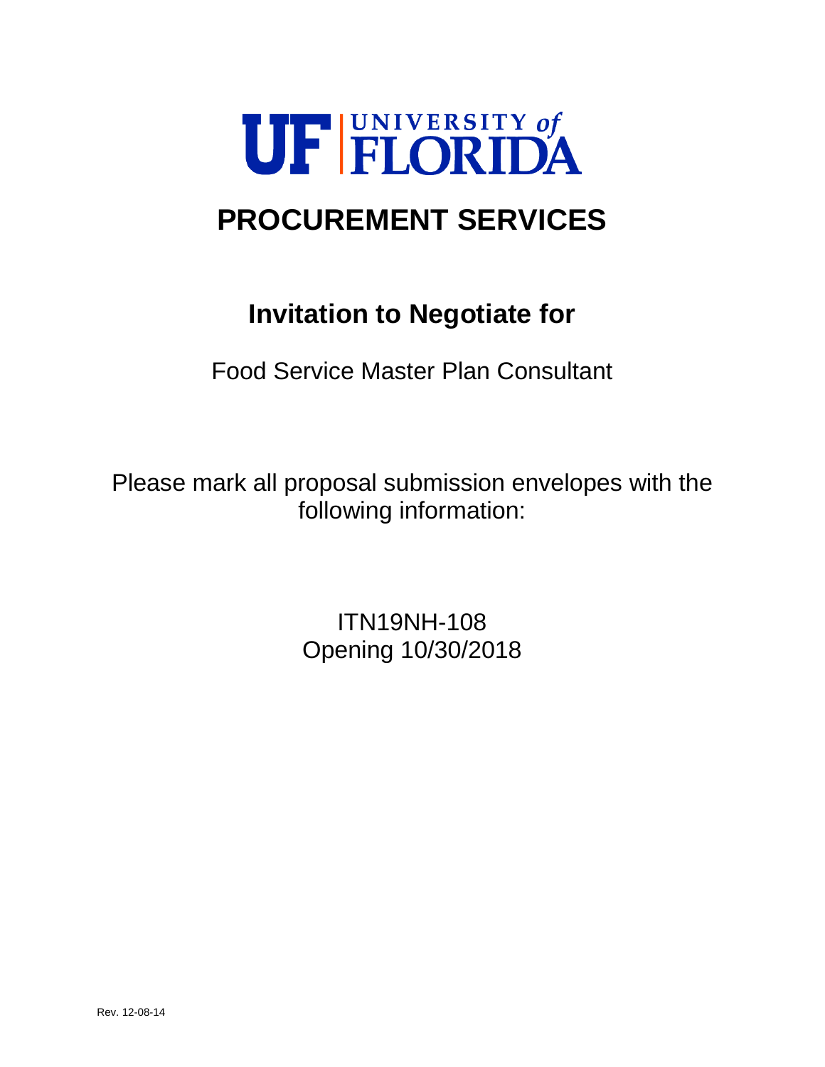UF | UNIVERSITY of FLORIDA

# PROCUREMENT SERVICES

## Invitation to Negotiate for

Food Service Master Plan Consultant

Please mark all proposal submission envelopes with the following information:

ITN19NH-108
Opening 10/30/2018

Rev. 12-08-14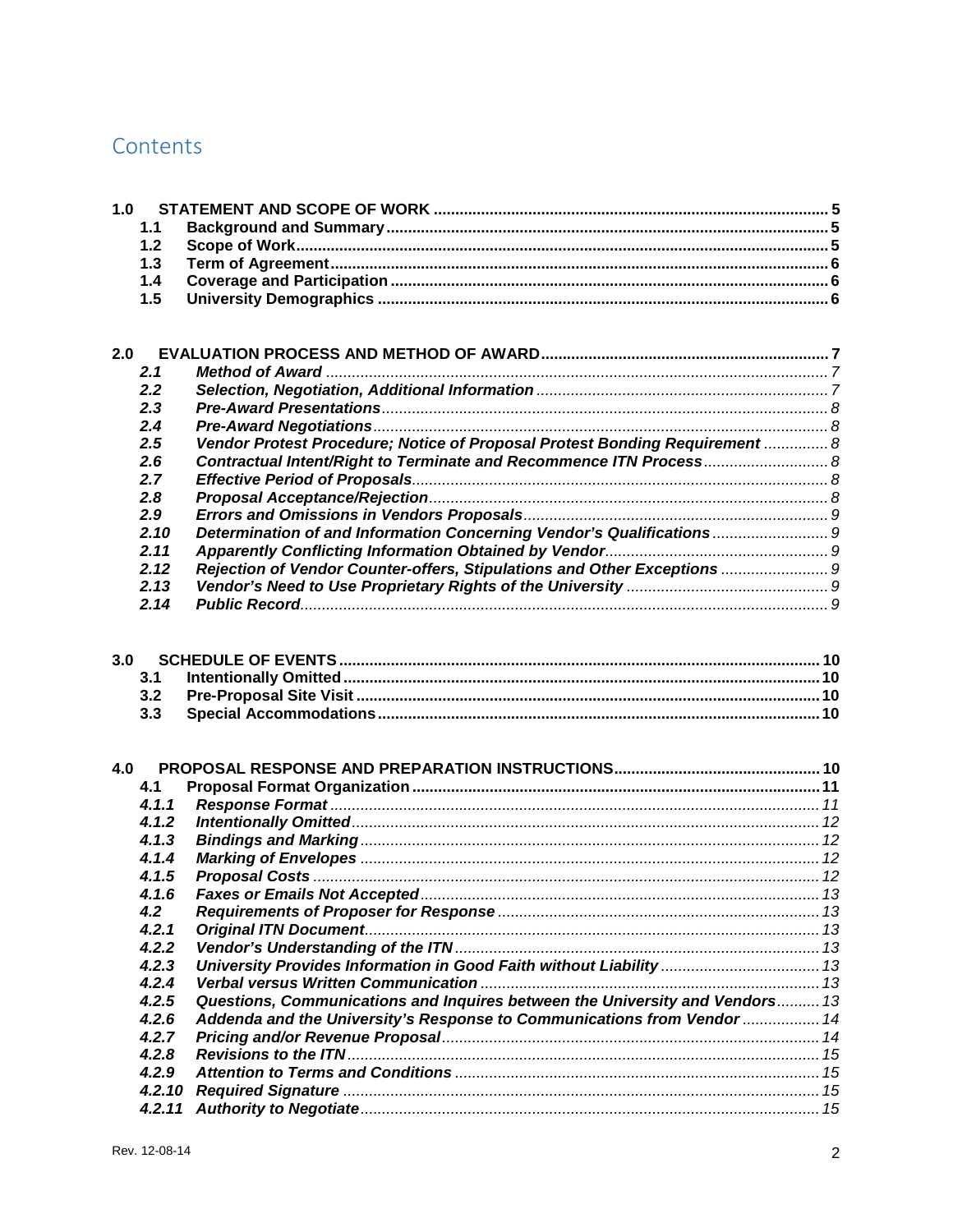# Contents

**1.0 STATEMENT AND SCOPE OF WORK** ..... **5**
- **1.1 Background and Summary** ..... **5**
- **1.2 Scope of Work** ..... **5**
- **1.3 Term of Agreement** ..... **6**
- **1.4 Coverage and Participation** ..... **6**
- **1.5 University Demographics** ..... **6**

**2.0 EVALUATION PROCESS AND METHOD OF AWARD** ..... **7**
- ***2.1 Method of Award*** ..... *7*
- ***2.2 Selection, Negotiation, Additional Information*** ..... *7*
- ***2.3 Pre-Award Presentations*** ..... *8*
- ***2.4 Pre-Award Negotiations*** ..... *8*
- ***2.5 Vendor Protest Procedure; Notice of Proposal Protest Bonding Requirement*** ..... *8*
- ***2.6 Contractual Intent/Right to Terminate and Recommence ITN Process*** ..... *8*
- ***2.7 Effective Period of Proposals*** ..... *8*
- ***2.8 Proposal Acceptance/Rejection*** ..... *8*
- ***2.9 Errors and Omissions in Vendors Proposals*** ..... *9*
- ***2.10 Determination of and Information Concerning Vendor's Qualifications*** ..... *9*
- ***2.11 Apparently Conflicting Information Obtained by Vendor*** ..... *9*
- ***2.12 Rejection of Vendor Counter-offers, Stipulations and Other Exceptions*** ..... *9*
- ***2.13 Vendor's Need to Use Proprietary Rights of the University*** ..... *9*
- ***2.14 Public Record*** ..... *9*

**3.0 SCHEDULE OF EVENTS** ..... **10**
- **3.1 Intentionally Omitted** ..... **10**
- **3.2 Pre-Proposal Site Visit** ..... **10**
- **3.3 Special Accommodations** ..... **10**

**4.0 PROPOSAL RESPONSE AND PREPARATION INSTRUCTIONS** ..... **10**
- **4.1 Proposal Format Organization** ..... **11**
- ***4.1.1 Response Format*** ..... *11*
- ***4.1.2 Intentionally Omitted*** ..... *12*
- ***4.1.3 Bindings and Marking*** ..... *12*
- ***4.1.4 Marking of Envelopes*** ..... *12*
- ***4.1.5 Proposal Costs*** ..... *12*
- ***4.1.6 Faxes or Emails Not Accepted*** ..... *13*
- ***4.2 Requirements of Proposer for Response*** ..... *13*
- ***4.2.1 Original ITN Document*** ..... *13*
- ***4.2.2 Vendor's Understanding of the ITN*** ..... *13*
- ***4.2.3 University Provides Information in Good Faith without Liability*** ..... *13*
- ***4.2.4 Verbal versus Written Communication*** ..... *13*
- ***4.2.5 Questions, Communications and Inquires between the University and Vendors*** ..... *13*
- ***4.2.6 Addenda and the University's Response to Communications from Vendor*** ..... *14*
- ***4.2.7 Pricing and/or Revenue Proposal*** ..... *14*
- ***4.2.8 Revisions to the ITN*** ..... *15*
- ***4.2.9 Attention to Terms and Conditions*** ..... *15*
- ***4.2.10 Required Signature*** ..... *15*
- ***4.2.11 Authority to Negotiate*** ..... *15*

Rev. 12-08-14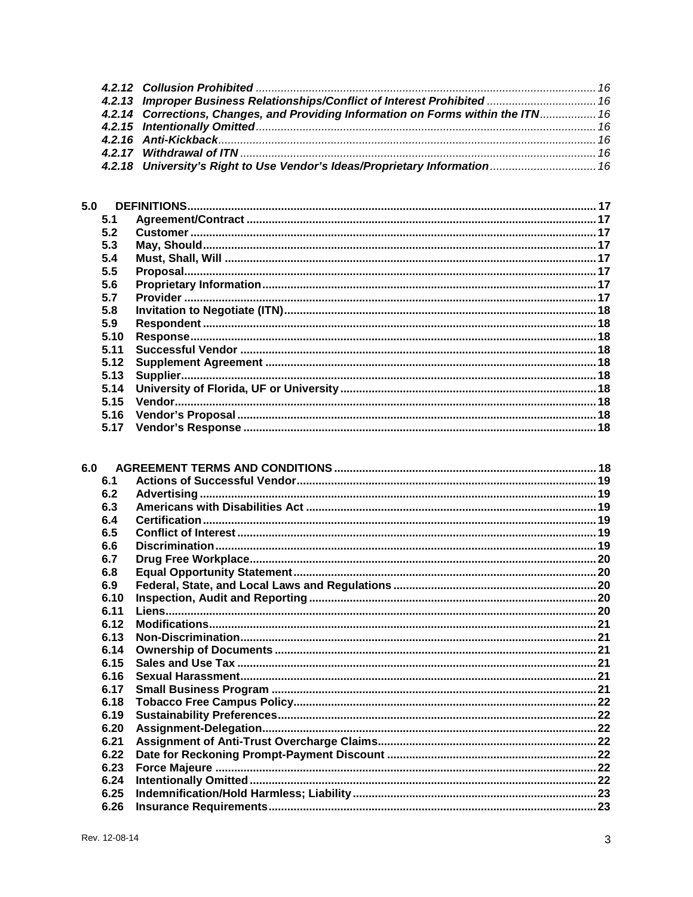*4.2.12 Collusion Prohibited* ............ 16
*4.2.13 Improper Business Relationships/Conflict of Interest Prohibited* ............ 16
*4.2.14 Corrections, Changes, and Providing Information on Forms within the ITN* ............ 16
*4.2.15 Intentionally Omitted* ............ 16
*4.2.16 Anti-Kickback* ............ 16
*4.2.17 Withdrawal of ITN* ............ 16
*4.2.18 University's Right to Use Vendor's Ideas/Proprietary Information* ............ 16

**5.0 DEFINITIONS** ............ 17
- **5.1 Agreement/Contract** ............ 17
- **5.2 Customer** ............ 17
- **5.3 May, Should** ............ 17
- **5.4 Must, Shall, Will** ............ 17
- **5.5 Proposal** ............ 17
- **5.6 Proprietary Information** ............ 17
- **5.7 Provider** ............ 17
- **5.8 Invitation to Negotiate (ITN)** ............ 18
- **5.9 Respondent** ............ 18
- **5.10 Response** ............ 18
- **5.11 Successful Vendor** ............ 18
- **5.12 Supplement Agreement** ............ 18
- **5.13 Supplier** ............ 18
- **5.14 University of Florida, UF or University** ............ 18
- **5.15 Vendor** ............ 18
- **5.16 Vendor's Proposal** ............ 18
- **5.17 Vendor's Response** ............ 18

**6.0 AGREEMENT TERMS AND CONDITIONS** ............ 18
- **6.1 Actions of Successful Vendor** ............ 19
- **6.2 Advertising** ............ 19
- **6.3 Americans with Disabilities Act** ............ 19
- **6.4 Certification** ............ 19
- **6.5 Conflict of Interest** ............ 19
- **6.6 Discrimination** ............ 19
- **6.7 Drug Free Workplace** ............ 20
- **6.8 Equal Opportunity Statement** ............ 20
- **6.9 Federal, State, and Local Laws and Regulations** ............ 20
- **6.10 Inspection, Audit and Reporting** ............ 20
- **6.11 Liens** ............ 20
- **6.12 Modifications** ............ 21
- **6.13 Non-Discrimination** ............ 21
- **6.14 Ownership of Documents** ............ 21
- **6.15 Sales and Use Tax** ............ 21
- **6.16 Sexual Harassment** ............ 21
- **6.17 Small Business Program** ............ 21
- **6.18 Tobacco Free Campus Policy** ............ 22
- **6.19 Sustainability Preferences** ............ 22
- **6.20 Assignment-Delegation** ............ 22
- **6.21 Assignment of Anti-Trust Overcharge Claims** ............ 22
- **6.22 Date for Reckoning Prompt-Payment Discount** ............ 22
- **6.23 Force Majeure** ............ 22
- **6.24 Intentionally Omitted** ............ 22
- **6.25 Indemnification/Hold Harmless; Liability** ............ 23
- **6.26 Insurance Requirements** ............ 23

Rev. 12-08-14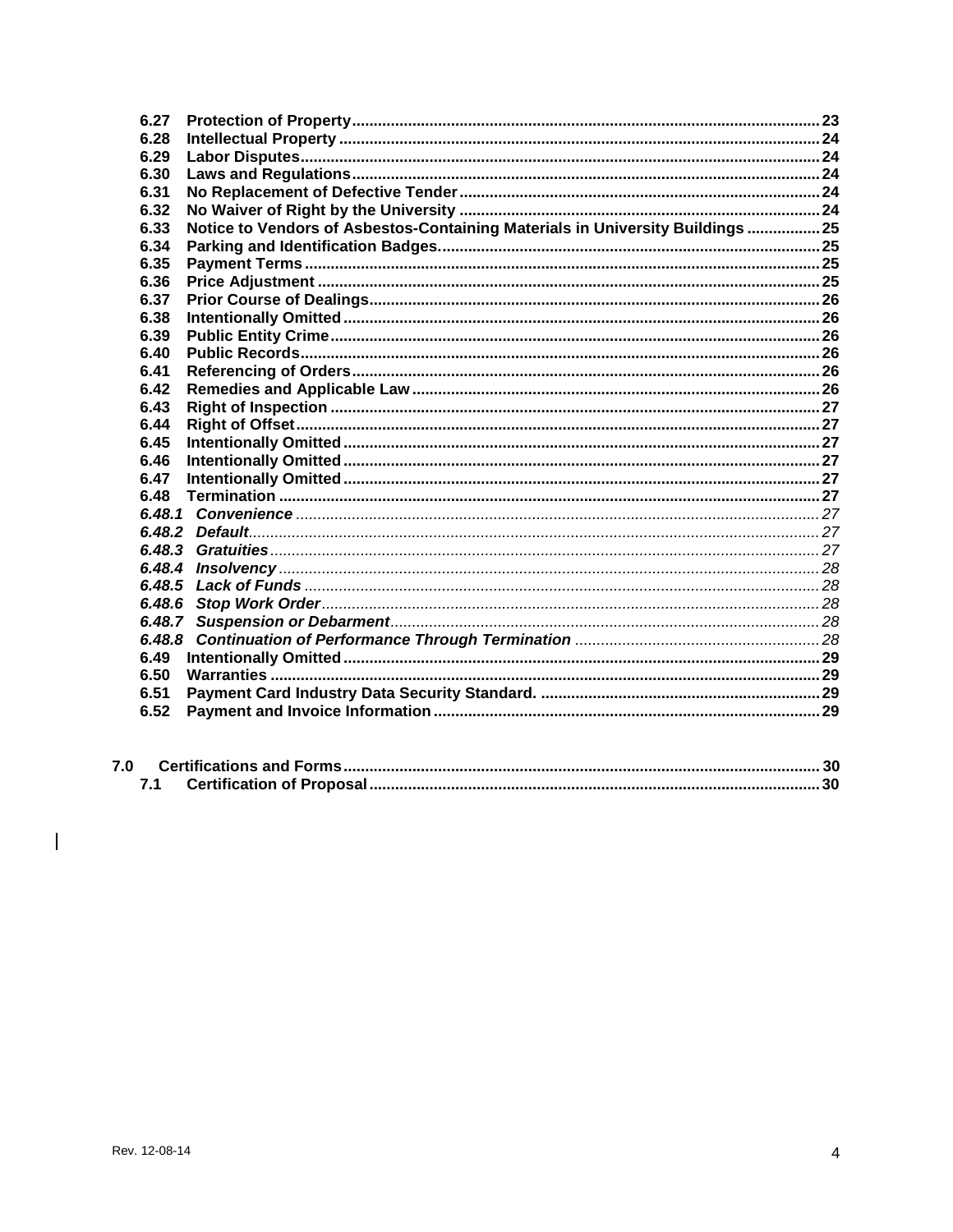| | | |
|---|---|---|
| **6.27** | **Protection of Property** | **23** |
| **6.28** | **Intellectual Property** | **24** |
| **6.29** | **Labor Disputes** | **24** |
| **6.30** | **Laws and Regulations** | **24** |
| **6.31** | **No Replacement of Defective Tender** | **24** |
| **6.32** | **No Waiver of Right by the University** | **24** |
| **6.33** | **Notice to Vendors of Asbestos-Containing Materials in University Buildings** | **25** |
| **6.34** | **Parking and Identification Badges.** | **25** |
| **6.35** | **Payment Terms** | **25** |
| **6.36** | **Price Adjustment** | **25** |
| **6.37** | **Prior Course of Dealings** | **26** |
| **6.38** | **Intentionally Omitted** | **26** |
| **6.39** | **Public Entity Crime** | **26** |
| **6.40** | **Public Records** | **26** |
| **6.41** | **Referencing of Orders** | **26** |
| **6.42** | **Remedies and Applicable Law** | **26** |
| **6.43** | **Right of Inspection** | **27** |
| **6.44** | **Right of Offset** | **27** |
| **6.45** | **Intentionally Omitted** | **27** |
| **6.46** | **Intentionally Omitted** | **27** |
| **6.47** | **Intentionally Omitted** | **27** |
| **6.48** | **Termination** | **27** |
| ***6.48.1*** | ***Convenience*** | *27* |
| ***6.48.2*** | ***Default*** | *27* |
| ***6.48.3*** | ***Gratuities*** | *27* |
| ***6.48.4*** | ***Insolvency*** | *28* |
| ***6.48.5*** | ***Lack of Funds*** | *28* |
| ***6.48.6*** | ***Stop Work Order*** | *28* |
| ***6.48.7*** | ***Suspension or Debarment*** | *28* |
| ***6.48.8*** | ***Continuation of Performance Through Termination*** | *28* |
| **6.49** | **Intentionally Omitted** | **29** |
| **6.50** | **Warranties** | **29** |
| **6.51** | **Payment Card Industry Data Security Standard.** | **29** |
| **6.52** | **Payment and Invoice Information** | **29** |
| **7.0** | **Certifications and Forms** | **30** |
| **7.1** | **Certification of Proposal** | **30** |

Rev. 12-08-14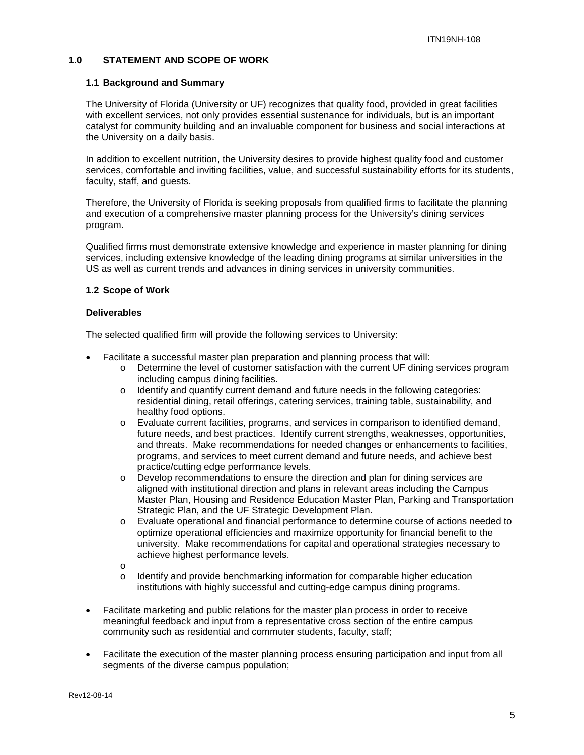## 1.0 STATEMENT AND SCOPE OF WORK

### 1.1 Background and Summary

The University of Florida (University or UF) recognizes that quality food, provided in great facilities with excellent services, not only provides essential sustenance for individuals, but is an important catalyst for community building and an invaluable component for business and social interactions at the University on a daily basis.

In addition to excellent nutrition, the University desires to provide highest quality food and customer services, comfortable and inviting facilities, value, and successful sustainability efforts for its students, faculty, staff, and guests.

Therefore, the University of Florida is seeking proposals from qualified firms to facilitate the planning and execution of a comprehensive master planning process for the University's dining services program.

Qualified firms must demonstrate extensive knowledge and experience in master planning for dining services, including extensive knowledge of the leading dining programs at similar universities in the US as well as current trends and advances in dining services in university communities.

### 1.2 Scope of Work

**Deliverables**

The selected qualified firm will provide the following services to University:

- Facilitate a successful master plan preparation and planning process that will:
  - Determine the level of customer satisfaction with the current UF dining services program including campus dining facilities.
  - Identify and quantify current demand and future needs in the following categories: residential dining, retail offerings, catering services, training table, sustainability, and healthy food options.
  - Evaluate current facilities, programs, and services in comparison to identified demand, future needs, and best practices. Identify current strengths, weaknesses, opportunities, and threats. Make recommendations for needed changes or enhancements to facilities, programs, and services to meet current demand and future needs, and achieve best practice/cutting edge performance levels.
  - Develop recommendations to ensure the direction and plan for dining services are aligned with institutional direction and plans in relevant areas including the Campus Master Plan, Housing and Residence Education Master Plan, Parking and Transportation Strategic Plan, and the UF Strategic Development Plan.
  - Evaluate operational and financial performance to determine course of actions needed to optimize operational efficiencies and maximize opportunity for financial benefit to the university. Make recommendations for capital and operational strategies necessary to achieve highest performance levels.
  - 
  - Identify and provide benchmarking information for comparable higher education institutions with highly successful and cutting-edge campus dining programs.

- Facilitate marketing and public relations for the master plan process in order to receive meaningful feedback and input from a representative cross section of the entire campus community such as residential and commuter students, faculty, staff;

- Facilitate the execution of the master planning process ensuring participation and input from all segments of the diverse campus population;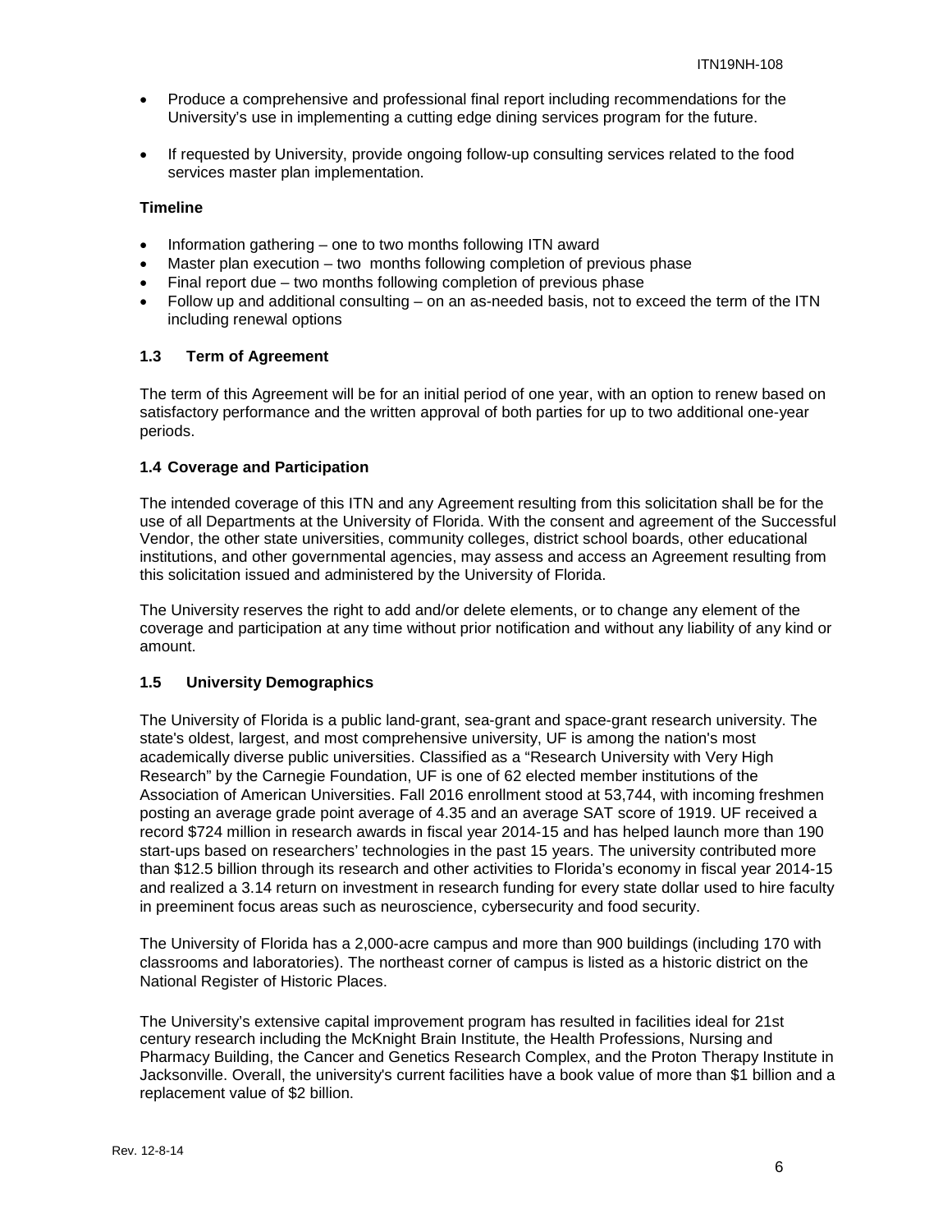- Produce a comprehensive and professional final report including recommendations for the University's use in implementing a cutting edge dining services program for the future.

- If requested by University, provide ongoing follow-up consulting services related to the food services master plan implementation.

**Timeline**

- Information gathering – one to two months following ITN award
- Master plan execution – two months following completion of previous phase
- Final report due – two months following completion of previous phase
- Follow up and additional consulting – on an as-needed basis, not to exceed the term of the ITN including renewal options

### 1.3 Term of Agreement

The term of this Agreement will be for an initial period of one year, with an option to renew based on satisfactory performance and the written approval of both parties for up to two additional one-year periods.

### 1.4 Coverage and Participation

The intended coverage of this ITN and any Agreement resulting from this solicitation shall be for the use of all Departments at the University of Florida. With the consent and agreement of the Successful Vendor, the other state universities, community colleges, district school boards, other educational institutions, and other governmental agencies, may assess and access an Agreement resulting from this solicitation issued and administered by the University of Florida.

The University reserves the right to add and/or delete elements, or to change any element of the coverage and participation at any time without prior notification and without any liability of any kind or amount.

### 1.5 University Demographics

The University of Florida is a public land-grant, sea-grant and space-grant research university. The state's oldest, largest, and most comprehensive university, UF is among the nation's most academically diverse public universities. Classified as a "Research University with Very High Research" by the Carnegie Foundation, UF is one of 62 elected member institutions of the Association of American Universities. Fall 2016 enrollment stood at 53,744, with incoming freshmen posting an average grade point average of 4.35 and an average SAT score of 1919. UF received a record $724 million in research awards in fiscal year 2014-15 and has helped launch more than 190 start-ups based on researchers' technologies in the past 15 years. The university contributed more than $12.5 billion through its research and other activities to Florida's economy in fiscal year 2014-15 and realized a 3.14 return on investment in research funding for every state dollar used to hire faculty in preeminent focus areas such as neuroscience, cybersecurity and food security.

The University of Florida has a 2,000-acre campus and more than 900 buildings (including 170 with classrooms and laboratories). The northeast corner of campus is listed as a historic district on the National Register of Historic Places.

The University's extensive capital improvement program has resulted in facilities ideal for 21st century research including the McKnight Brain Institute, the Health Professions, Nursing and Pharmacy Building, the Cancer and Genetics Research Complex, and the Proton Therapy Institute in Jacksonville. Overall, the university's current facilities have a book value of more than $1 billion and a replacement value of $2 billion.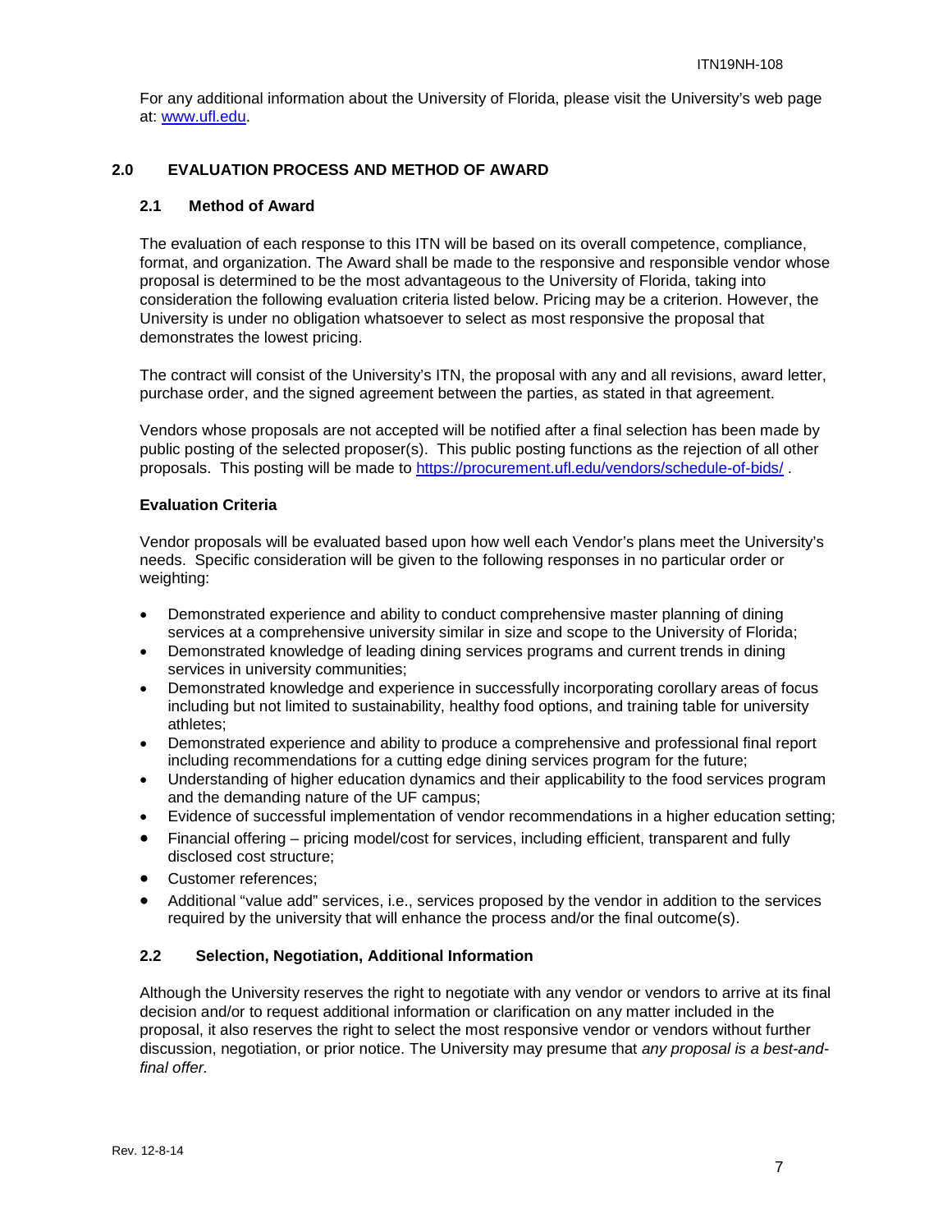For any additional information about the University of Florida, please visit the University's web page at: [www.ufl.edu](http://www.ufl.edu).

## 2.0 EVALUATION PROCESS AND METHOD OF AWARD

### 2.1 Method of Award

The evaluation of each response to this ITN will be based on its overall competence, compliance, format, and organization. The Award shall be made to the responsive and responsible vendor whose proposal is determined to be the most advantageous to the University of Florida, taking into consideration the following evaluation criteria listed below. Pricing may be a criterion. However, the University is under no obligation whatsoever to select as most responsive the proposal that demonstrates the lowest pricing.

The contract will consist of the University's ITN, the proposal with any and all revisions, award letter, purchase order, and the signed agreement between the parties, as stated in that agreement.

Vendors whose proposals are not accepted will be notified after a final selection has been made by public posting of the selected proposer(s). This public posting functions as the rejection of all other proposals. This posting will be made to [https://procurement.ufl.edu/vendors/schedule-of-bids/](https://procurement.ufl.edu/vendors/schedule-of-bids/) .

**Evaluation Criteria**

Vendor proposals will be evaluated based upon how well each Vendor's plans meet the University's needs. Specific consideration will be given to the following responses in no particular order or weighting:

- Demonstrated experience and ability to conduct comprehensive master planning of dining services at a comprehensive university similar in size and scope to the University of Florida;
- Demonstrated knowledge of leading dining services programs and current trends in dining services in university communities;
- Demonstrated knowledge and experience in successfully incorporating corollary areas of focus including but not limited to sustainability, healthy food options, and training table for university athletes;
- Demonstrated experience and ability to produce a comprehensive and professional final report including recommendations for a cutting edge dining services program for the future;
- Understanding of higher education dynamics and their applicability to the food services program and the demanding nature of the UF campus;
- Evidence of successful implementation of vendor recommendations in a higher education setting;
- Financial offering – pricing model/cost for services, including efficient, transparent and fully disclosed cost structure;
- Customer references;
- Additional "value add" services, i.e., services proposed by the vendor in addition to the services required by the university that will enhance the process and/or the final outcome(s).

### 2.2 Selection, Negotiation, Additional Information

Although the University reserves the right to negotiate with any vendor or vendors to arrive at its final decision and/or to request additional information or clarification on any matter included in the proposal, it also reserves the right to select the most responsive vendor or vendors without further discussion, negotiation, or prior notice. The University may presume that *any proposal is a best-and-final offer.*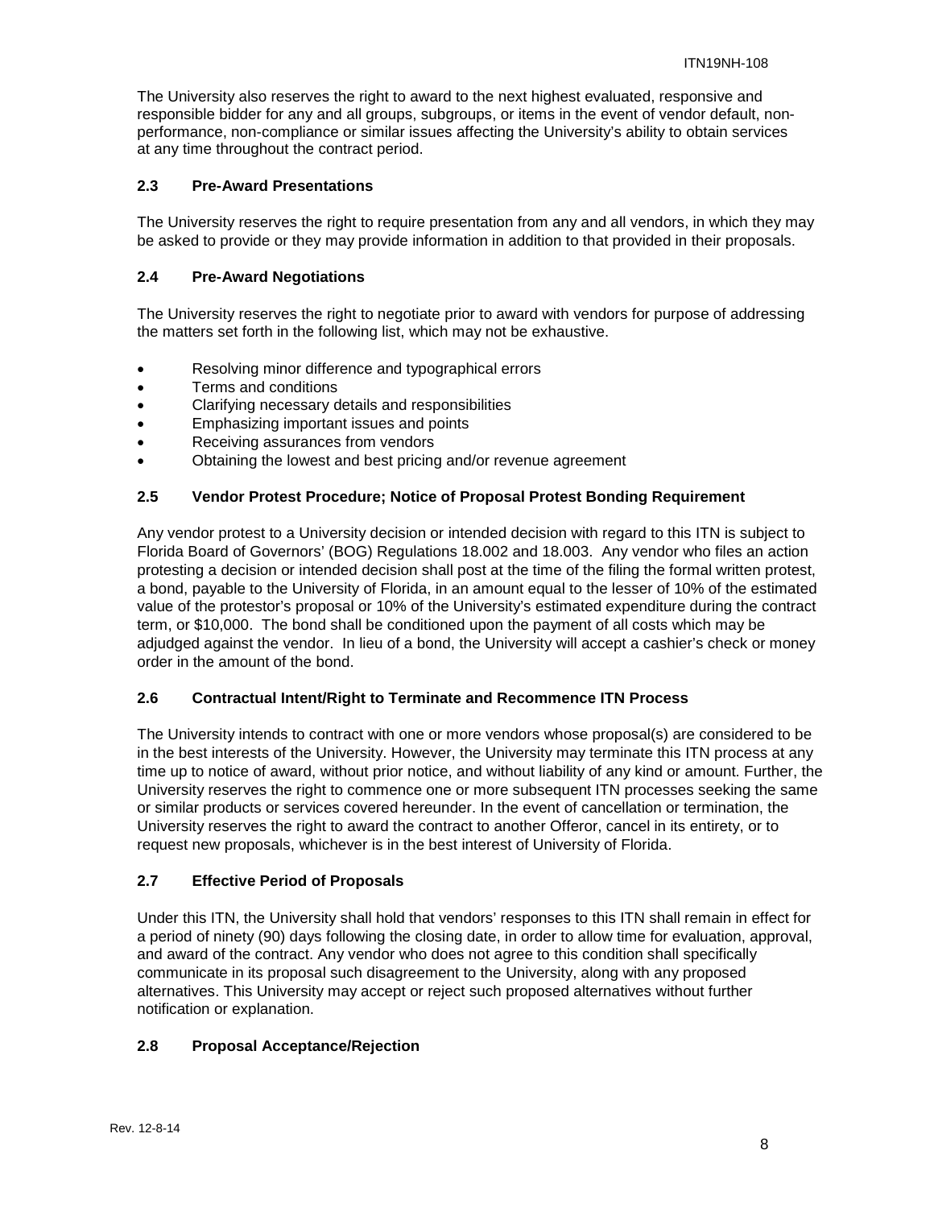The University also reserves the right to award to the next highest evaluated, responsive and responsible bidder for any and all groups, subgroups, or items in the event of vendor default, non-performance, non-compliance or similar issues affecting the University's ability to obtain services at any time throughout the contract period.

### 2.3 Pre-Award Presentations

The University reserves the right to require presentation from any and all vendors, in which they may be asked to provide or they may provide information in addition to that provided in their proposals.

### 2.4 Pre-Award Negotiations

The University reserves the right to negotiate prior to award with vendors for purpose of addressing the matters set forth in the following list, which may not be exhaustive.

- Resolving minor difference and typographical errors
- Terms and conditions
- Clarifying necessary details and responsibilities
- Emphasizing important issues and points
- Receiving assurances from vendors
- Obtaining the lowest and best pricing and/or revenue agreement

### 2.5 Vendor Protest Procedure; Notice of Proposal Protest Bonding Requirement

Any vendor protest to a University decision or intended decision with regard to this ITN is subject to Florida Board of Governors' (BOG) Regulations 18.002 and 18.003. Any vendor who files an action protesting a decision or intended decision shall post at the time of the filing the formal written protest, a bond, payable to the University of Florida, in an amount equal to the lesser of 10% of the estimated value of the protestor's proposal or 10% of the University's estimated expenditure during the contract term, or $10,000. The bond shall be conditioned upon the payment of all costs which may be adjudged against the vendor. In lieu of a bond, the University will accept a cashier's check or money order in the amount of the bond.

### 2.6 Contractual Intent/Right to Terminate and Recommence ITN Process

The University intends to contract with one or more vendors whose proposal(s) are considered to be in the best interests of the University. However, the University may terminate this ITN process at any time up to notice of award, without prior notice, and without liability of any kind or amount. Further, the University reserves the right to commence one or more subsequent ITN processes seeking the same or similar products or services covered hereunder. In the event of cancellation or termination, the University reserves the right to award the contract to another Offeror, cancel in its entirety, or to request new proposals, whichever is in the best interest of University of Florida.

### 2.7 Effective Period of Proposals

Under this ITN, the University shall hold that vendors' responses to this ITN shall remain in effect for a period of ninety (90) days following the closing date, in order to allow time for evaluation, approval, and award of the contract. Any vendor who does not agree to this condition shall specifically communicate in its proposal such disagreement to the University, along with any proposed alternatives. This University may accept or reject such proposed alternatives without further notification or explanation.

### 2.8 Proposal Acceptance/Rejection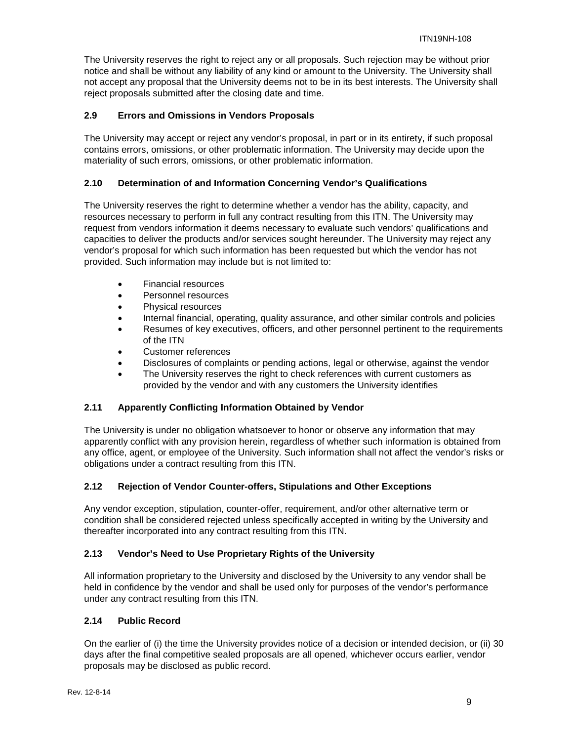The University reserves the right to reject any or all proposals. Such rejection may be without prior notice and shall be without any liability of any kind or amount to the University. The University shall not accept any proposal that the University deems not to be in its best interests. The University shall reject proposals submitted after the closing date and time.

### 2.9 Errors and Omissions in Vendors Proposals

The University may accept or reject any vendor's proposal, in part or in its entirety, if such proposal contains errors, omissions, or other problematic information. The University may decide upon the materiality of such errors, omissions, or other problematic information.

### 2.10 Determination of and Information Concerning Vendor's Qualifications

The University reserves the right to determine whether a vendor has the ability, capacity, and resources necessary to perform in full any contract resulting from this ITN. The University may request from vendors information it deems necessary to evaluate such vendors' qualifications and capacities to deliver the products and/or services sought hereunder. The University may reject any vendor's proposal for which such information has been requested but which the vendor has not provided. Such information may include but is not limited to:

- Financial resources
- Personnel resources
- Physical resources
- Internal financial, operating, quality assurance, and other similar controls and policies
- Resumes of key executives, officers, and other personnel pertinent to the requirements of the ITN
- Customer references
- Disclosures of complaints or pending actions, legal or otherwise, against the vendor
- The University reserves the right to check references with current customers as provided by the vendor and with any customers the University identifies

### 2.11 Apparently Conflicting Information Obtained by Vendor

The University is under no obligation whatsoever to honor or observe any information that may apparently conflict with any provision herein, regardless of whether such information is obtained from any office, agent, or employee of the University. Such information shall not affect the vendor's risks or obligations under a contract resulting from this ITN.

### 2.12 Rejection of Vendor Counter-offers, Stipulations and Other Exceptions

Any vendor exception, stipulation, counter-offer, requirement, and/or other alternative term or condition shall be considered rejected unless specifically accepted in writing by the University and thereafter incorporated into any contract resulting from this ITN.

### 2.13 Vendor's Need to Use Proprietary Rights of the University

All information proprietary to the University and disclosed by the University to any vendor shall be held in confidence by the vendor and shall be used only for purposes of the vendor's performance under any contract resulting from this ITN.

### 2.14 Public Record

On the earlier of (i) the time the University provides notice of a decision or intended decision, or (ii) 30 days after the final competitive sealed proposals are all opened, whichever occurs earlier, vendor proposals may be disclosed as public record.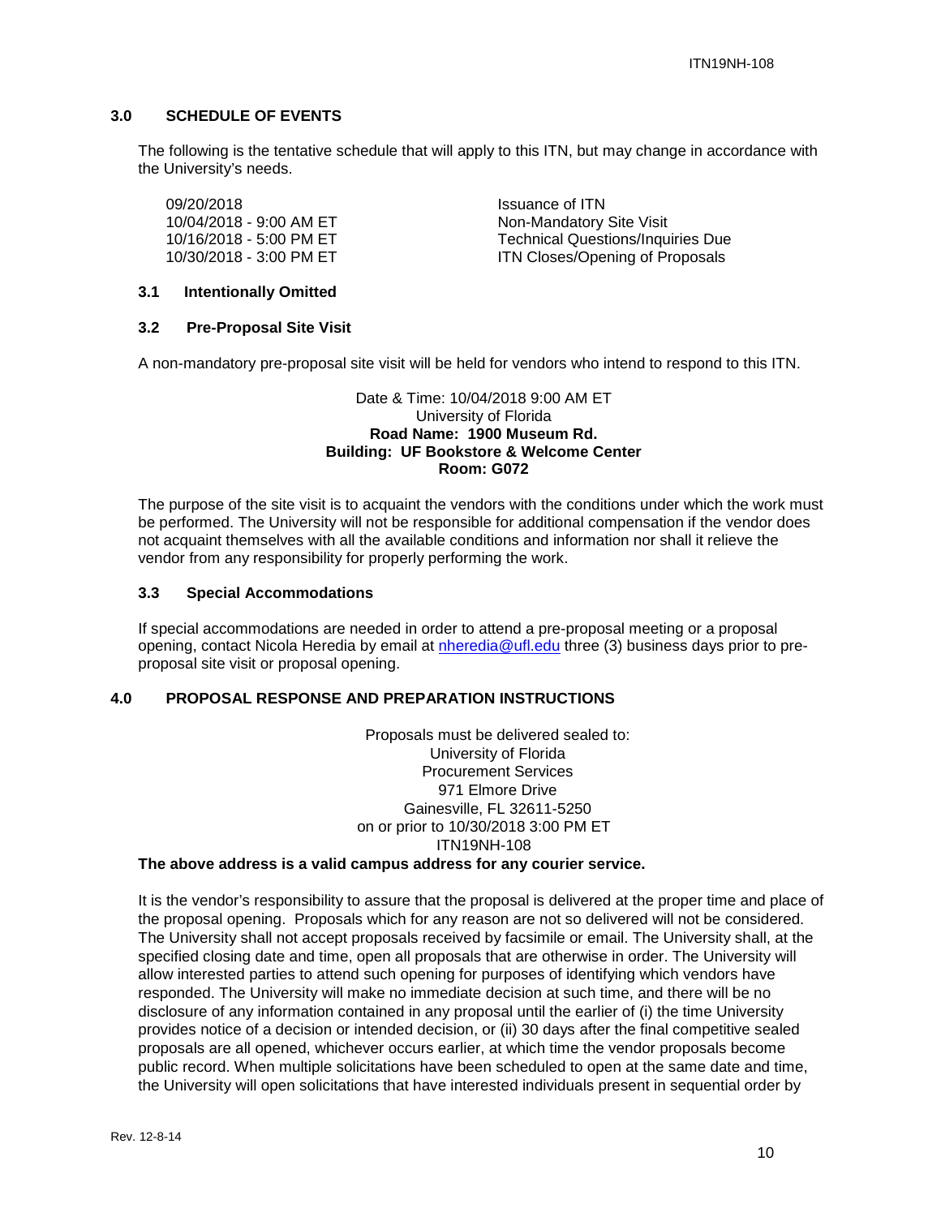## 3.0 SCHEDULE OF EVENTS

The following is the tentative schedule that will apply to this ITN, but may change in accordance with the University's needs.

| | |
|---|---|
| 09/20/2018 | Issuance of ITN |
| 10/04/2018 - 9:00 AM ET | Non-Mandatory Site Visit |
| 10/16/2018 - 5:00 PM ET | Technical Questions/Inquiries Due |
| 10/30/2018 - 3:00 PM ET | ITN Closes/Opening of Proposals |

### 3.1 Intentionally Omitted

### 3.2 Pre-Proposal Site Visit

A non-mandatory pre-proposal site visit will be held for vendors who intend to respond to this ITN.

Date & Time: 10/04/2018 9:00 AM ET
University of Florida
**Road Name: 1900 Museum Rd.**
**Building: UF Bookstore & Welcome Center**
**Room: G072**

The purpose of the site visit is to acquaint the vendors with the conditions under which the work must be performed. The University will not be responsible for additional compensation if the vendor does not acquaint themselves with all the available conditions and information nor shall it relieve the vendor from any responsibility for properly performing the work.

### 3.3 Special Accommodations

If special accommodations are needed in order to attend a pre-proposal meeting or a proposal opening, contact Nicola Heredia by email at nheredia@ufl.edu three (3) business days prior to pre-proposal site visit or proposal opening.

## 4.0 PROPOSAL RESPONSE AND PREPARATION INSTRUCTIONS

Proposals must be delivered sealed to:
University of Florida
Procurement Services
971 Elmore Drive
Gainesville, FL 32611-5250
on or prior to 10/30/2018 3:00 PM ET
ITN19NH-108

**The above address is a valid campus address for any courier service.**

It is the vendor's responsibility to assure that the proposal is delivered at the proper time and place of the proposal opening. Proposals which for any reason are not so delivered will not be considered. The University shall not accept proposals received by facsimile or email. The University shall, at the specified closing date and time, open all proposals that are otherwise in order. The University will allow interested parties to attend such opening for purposes of identifying which vendors have responded. The University will make no immediate decision at such time, and there will be no disclosure of any information contained in any proposal until the earlier of (i) the time University provides notice of a decision or intended decision, or (ii) 30 days after the final competitive sealed proposals are all opened, whichever occurs earlier, at which time the vendor proposals become public record. When multiple solicitations have been scheduled to open at the same date and time, the University will open solicitations that have interested individuals present in sequential order by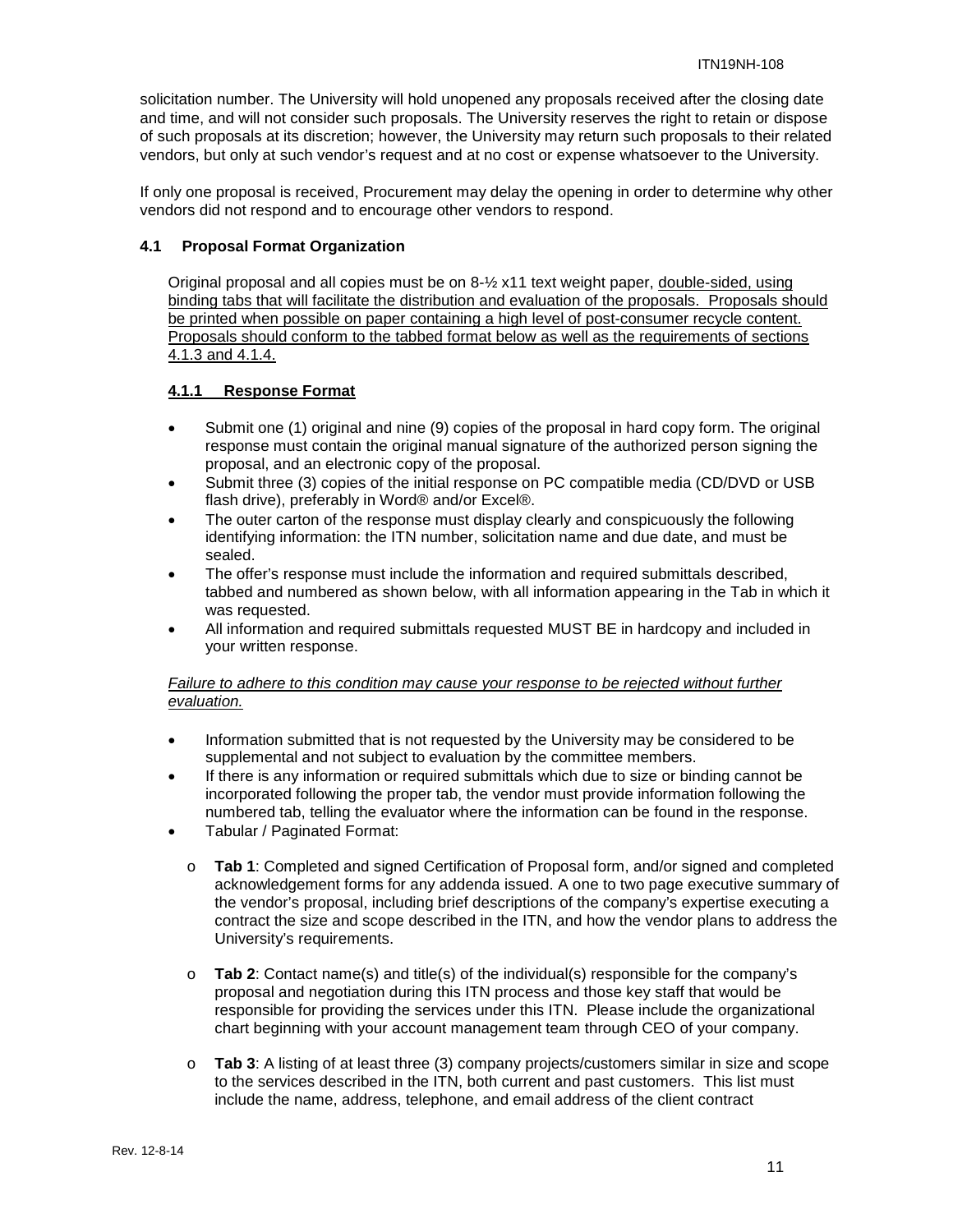solicitation number. The University will hold unopened any proposals received after the closing date and time, and will not consider such proposals. The University reserves the right to retain or dispose of such proposals at its discretion; however, the University may return such proposals to their related vendors, but only at such vendor's request and at no cost or expense whatsoever to the University.

If only one proposal is received, Procurement may delay the opening in order to determine why other vendors did not respond and to encourage other vendors to respond.

### 4.1 Proposal Format Organization

Original proposal and all copies must be on 8-½ x11 text weight paper, double-sided, using binding tabs that will facilitate the distribution and evaluation of the proposals. Proposals should be printed when possible on paper containing a high level of post-consumer recycle content. Proposals should conform to the tabbed format below as well as the requirements of sections 4.1.3 and 4.1.4.

#### 4.1.1 Response Format

- Submit one (1) original and nine (9) copies of the proposal in hard copy form. The original response must contain the original manual signature of the authorized person signing the proposal, and an electronic copy of the proposal.
- Submit three (3) copies of the initial response on PC compatible media (CD/DVD or USB flash drive), preferably in Word® and/or Excel®.
- The outer carton of the response must display clearly and conspicuously the following identifying information: the ITN number, solicitation name and due date, and must be sealed.
- The offer's response must include the information and required submittals described, tabbed and numbered as shown below, with all information appearing in the Tab in which it was requested.
- All information and required submittals requested MUST BE in hardcopy and included in your written response.

*Failure to adhere to this condition may cause your response to be rejected without further evaluation.*

- Information submitted that is not requested by the University may be considered to be supplemental and not subject to evaluation by the committee members.
- If there is any information or required submittals which due to size or binding cannot be incorporated following the proper tab, the vendor must provide information following the numbered tab, telling the evaluator where the information can be found in the response.
- Tabular / Paginated Format:
  - **Tab 1**: Completed and signed Certification of Proposal form, and/or signed and completed acknowledgement forms for any addenda issued. A one to two page executive summary of the vendor's proposal, including brief descriptions of the company's expertise executing a contract the size and scope described in the ITN, and how the vendor plans to address the University's requirements.
  - **Tab 2**: Contact name(s) and title(s) of the individual(s) responsible for the company's proposal and negotiation during this ITN process and those key staff that would be responsible for providing the services under this ITN. Please include the organizational chart beginning with your account management team through CEO of your company.
  - **Tab 3**: A listing of at least three (3) company projects/customers similar in size and scope to the services described in the ITN, both current and past customers. This list must include the name, address, telephone, and email address of the client contract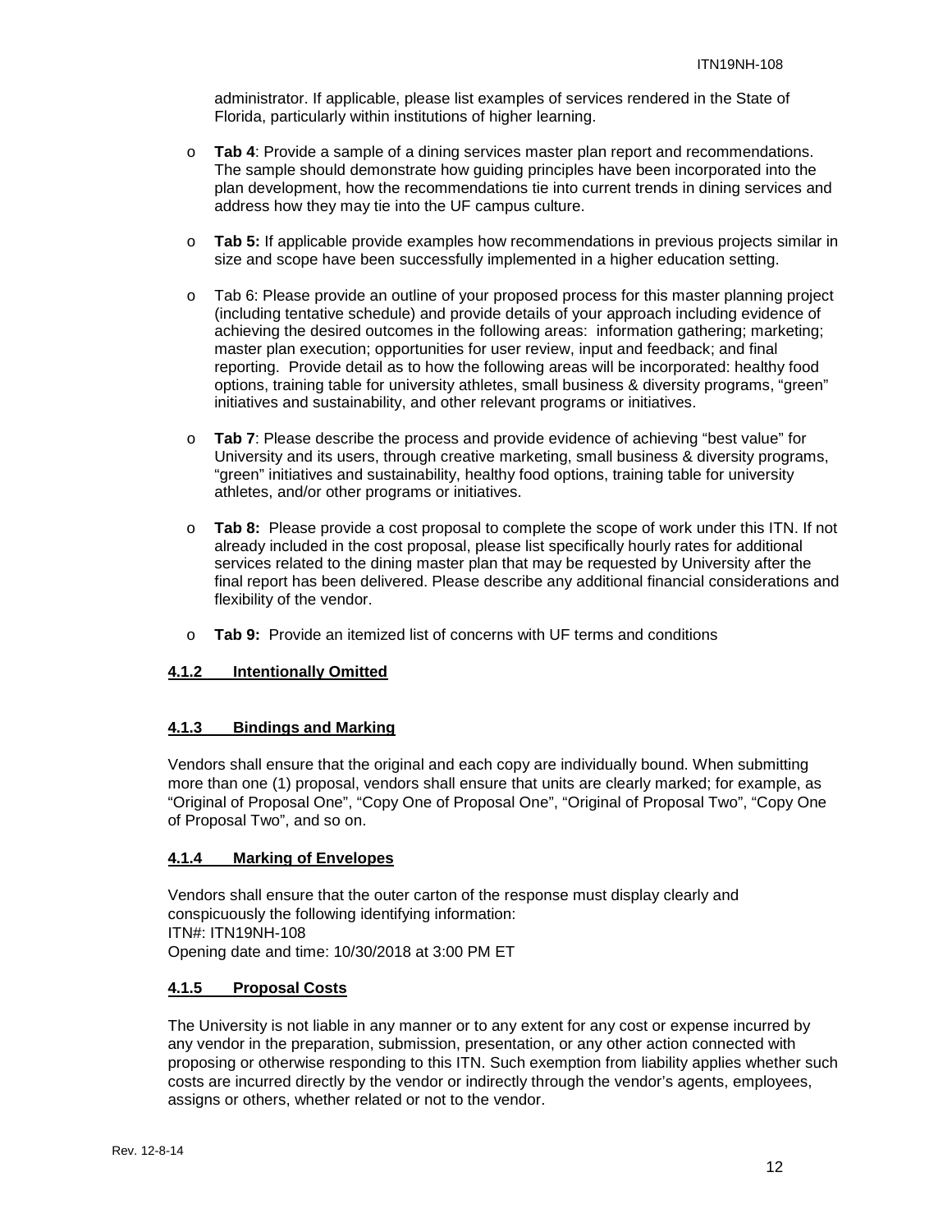administrator. If applicable, please list examples of services rendered in the State of Florida, particularly within institutions of higher learning.

- **Tab 4**: Provide a sample of a dining services master plan report and recommendations. The sample should demonstrate how guiding principles have been incorporated into the plan development, how the recommendations tie into current trends in dining services and address how they may tie into the UF campus culture.

- **Tab 5:** If applicable provide examples how recommendations in previous projects similar in size and scope have been successfully implemented in a higher education setting.

- Tab 6: Please provide an outline of your proposed process for this master planning project (including tentative schedule) and provide details of your approach including evidence of achieving the desired outcomes in the following areas: information gathering; marketing; master plan execution; opportunities for user review, input and feedback; and final reporting. Provide detail as to how the following areas will be incorporated: healthy food options, training table for university athletes, small business & diversity programs, "green" initiatives and sustainability, and other relevant programs or initiatives.

- **Tab 7**: Please describe the process and provide evidence of achieving "best value" for University and its users, through creative marketing, small business & diversity programs, "green" initiatives and sustainability, healthy food options, training table for university athletes, and/or other programs or initiatives.

- **Tab 8:** Please provide a cost proposal to complete the scope of work under this ITN. If not already included in the cost proposal, please list specifically hourly rates for additional services related to the dining master plan that may be requested by University after the final report has been delivered. Please describe any additional financial considerations and flexibility of the vendor.

- **Tab 9:** Provide an itemized list of concerns with UF terms and conditions

### 4.1.2 Intentionally Omitted

### 4.1.3 Bindings and Marking

Vendors shall ensure that the original and each copy are individually bound. When submitting more than one (1) proposal, vendors shall ensure that units are clearly marked; for example, as "Original of Proposal One", "Copy One of Proposal One", "Original of Proposal Two", "Copy One of Proposal Two", and so on.

### 4.1.4 Marking of Envelopes

Vendors shall ensure that the outer carton of the response must display clearly and conspicuously the following identifying information:
ITN#: ITN19NH-108
Opening date and time: 10/30/2018 at 3:00 PM ET

### 4.1.5 Proposal Costs

The University is not liable in any manner or to any extent for any cost or expense incurred by any vendor in the preparation, submission, presentation, or any other action connected with proposing or otherwise responding to this ITN. Such exemption from liability applies whether such costs are incurred directly by the vendor or indirectly through the vendor's agents, employees, assigns or others, whether related or not to the vendor.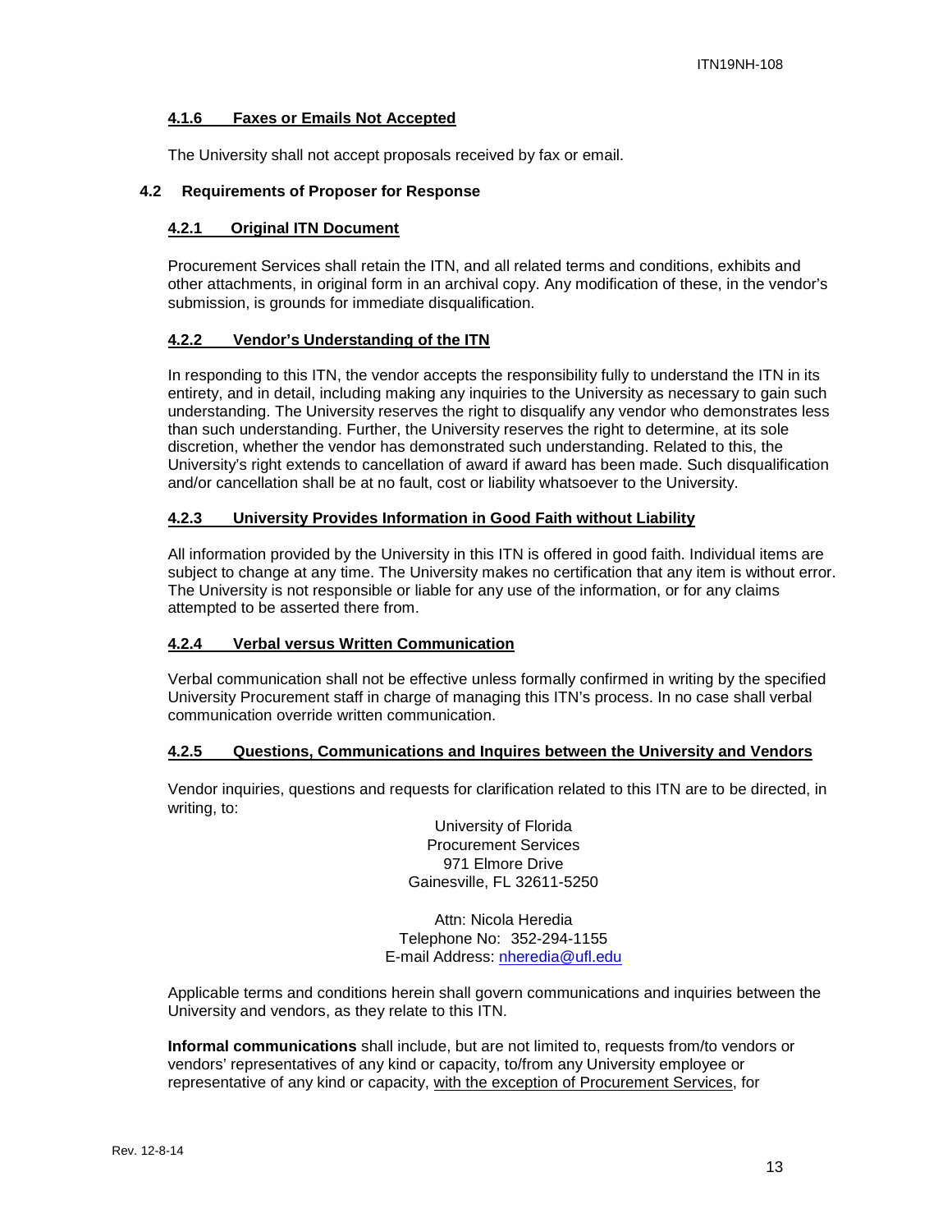#### 4.1.6 Faxes or Emails Not Accepted

The University shall not accept proposals received by fax or email.

### 4.2 Requirements of Proposer for Response

#### 4.2.1 Original ITN Document

Procurement Services shall retain the ITN, and all related terms and conditions, exhibits and other attachments, in original form in an archival copy. Any modification of these, in the vendor's submission, is grounds for immediate disqualification.

#### 4.2.2 Vendor's Understanding of the ITN

In responding to this ITN, the vendor accepts the responsibility fully to understand the ITN in its entirety, and in detail, including making any inquiries to the University as necessary to gain such understanding. The University reserves the right to disqualify any vendor who demonstrates less than such understanding. Further, the University reserves the right to determine, at its sole discretion, whether the vendor has demonstrated such understanding. Related to this, the University's right extends to cancellation of award if award has been made. Such disqualification and/or cancellation shall be at no fault, cost or liability whatsoever to the University.

#### 4.2.3 University Provides Information in Good Faith without Liability

All information provided by the University in this ITN is offered in good faith. Individual items are subject to change at any time. The University makes no certification that any item is without error. The University is not responsible or liable for any use of the information, or for any claims attempted to be asserted there from.

#### 4.2.4 Verbal versus Written Communication

Verbal communication shall not be effective unless formally confirmed in writing by the specified University Procurement staff in charge of managing this ITN's process. In no case shall verbal communication override written communication.

#### 4.2.5 Questions, Communications and Inquires between the University and Vendors

Vendor inquiries, questions and requests for clarification related to this ITN are to be directed, in writing, to:

University of Florida
Procurement Services
971 Elmore Drive
Gainesville, FL 32611-5250

Attn: Nicola Heredia
Telephone No: 352-294-1155
E-mail Address: nheredia@ufl.edu

Applicable terms and conditions herein shall govern communications and inquiries between the University and vendors, as they relate to this ITN.

**Informal communications** shall include, but are not limited to, requests from/to vendors or vendors' representatives of any kind or capacity, to/from any University employee or representative of any kind or capacity, with the exception of Procurement Services, for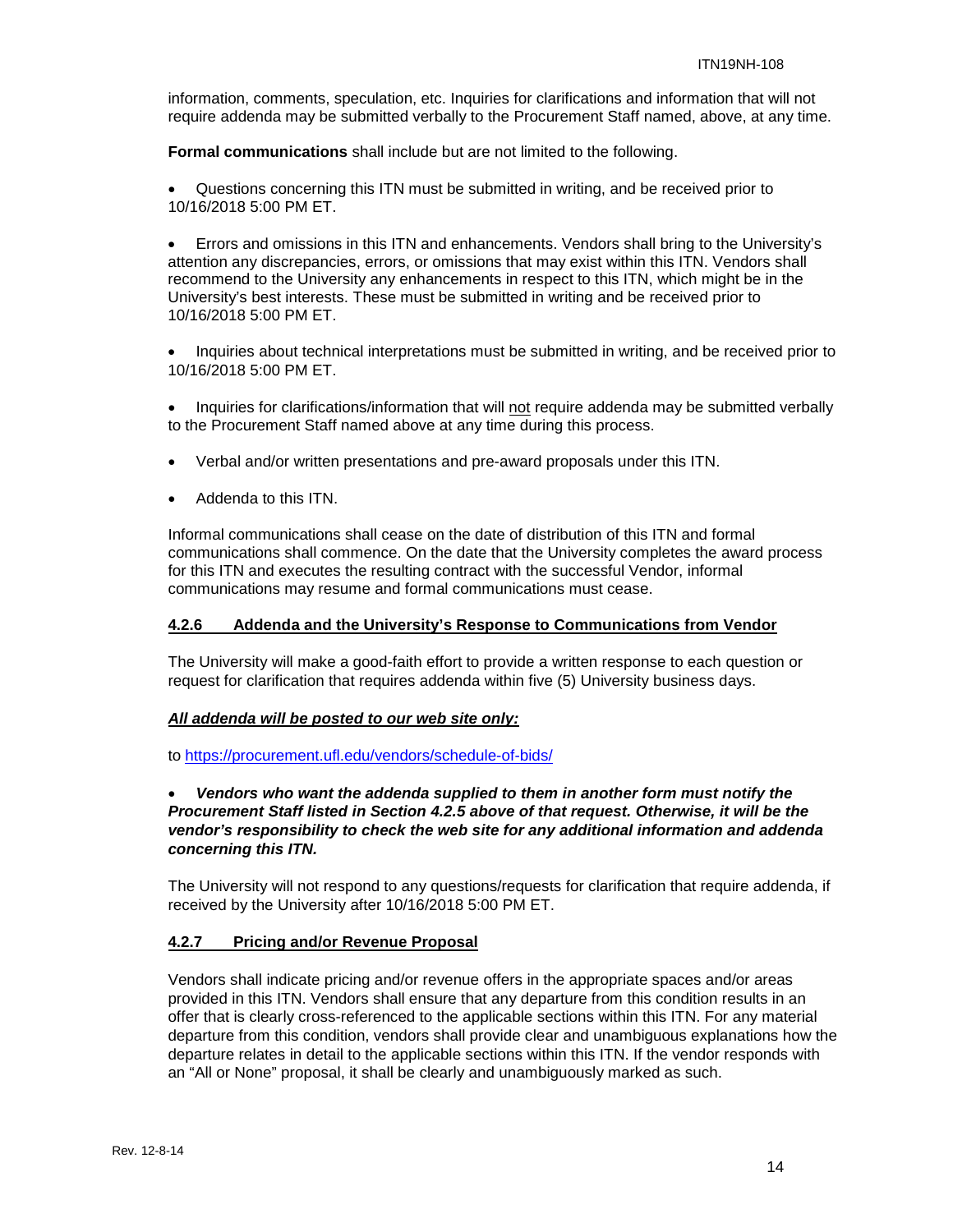information, comments, speculation, etc. Inquiries for clarifications and information that will not require addenda may be submitted verbally to the Procurement Staff named, above, at any time.

**Formal communications** shall include but are not limited to the following.

- Questions concerning this ITN must be submitted in writing, and be received prior to 10/16/2018 5:00 PM ET.

- Errors and omissions in this ITN and enhancements. Vendors shall bring to the University's attention any discrepancies, errors, or omissions that may exist within this ITN. Vendors shall recommend to the University any enhancements in respect to this ITN, which might be in the University's best interests. These must be submitted in writing and be received prior to 10/16/2018 5:00 PM ET.

- Inquiries about technical interpretations must be submitted in writing, and be received prior to 10/16/2018 5:00 PM ET.

- Inquiries for clarifications/information that will <u>not</u> require addenda may be submitted verbally to the Procurement Staff named above at any time during this process.

- Verbal and/or written presentations and pre-award proposals under this ITN.

- Addenda to this ITN.

Informal communications shall cease on the date of distribution of this ITN and formal communications shall commence. On the date that the University completes the award process for this ITN and executes the resulting contract with the successful Vendor, informal communications may resume and formal communications must cease.

### 4.2.6 Addenda and the University's Response to Communications from Vendor

The University will make a good-faith effort to provide a written response to each question or request for clarification that requires addenda within five (5) University business days.

***All addenda will be posted to our web site only:***

to https://procurement.ufl.edu/vendors/schedule-of-bids/

- ***Vendors who want the addenda supplied to them in another form must notify the Procurement Staff listed in Section 4.2.5 above of that request. Otherwise, it will be the vendor's responsibility to check the web site for any additional information and addenda concerning this ITN.***

The University will not respond to any questions/requests for clarification that require addenda, if received by the University after 10/16/2018 5:00 PM ET.

### 4.2.7 Pricing and/or Revenue Proposal

Vendors shall indicate pricing and/or revenue offers in the appropriate spaces and/or areas provided in this ITN. Vendors shall ensure that any departure from this condition results in an offer that is clearly cross-referenced to the applicable sections within this ITN. For any material departure from this condition, vendors shall provide clear and unambiguous explanations how the departure relates in detail to the applicable sections within this ITN. If the vendor responds with an "All or None" proposal, it shall be clearly and unambiguously marked as such.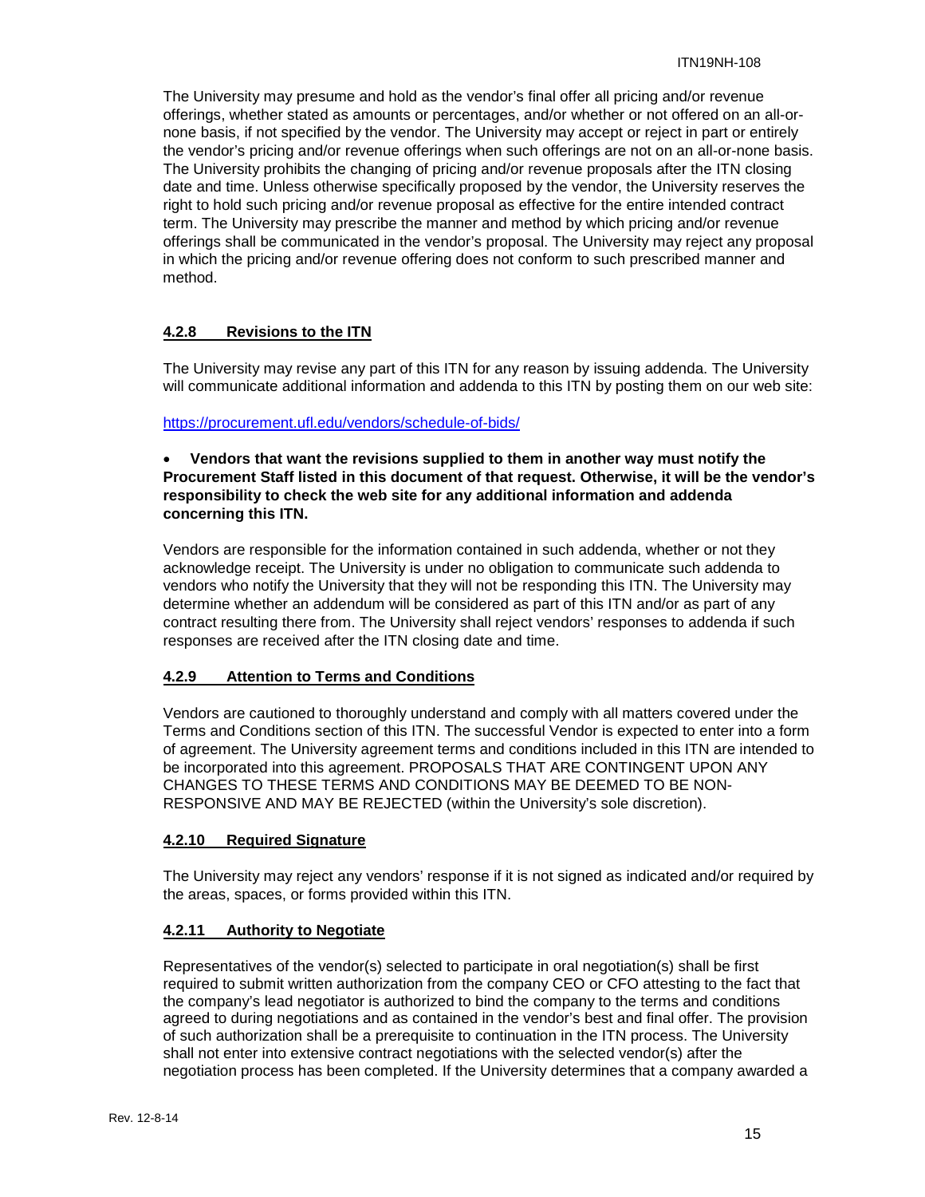The University may presume and hold as the vendor's final offer all pricing and/or revenue offerings, whether stated as amounts or percentages, and/or whether or not offered on an all-or-none basis, if not specified by the vendor. The University may accept or reject in part or entirely the vendor's pricing and/or revenue offerings when such offerings are not on an all-or-none basis. The University prohibits the changing of pricing and/or revenue proposals after the ITN closing date and time. Unless otherwise specifically proposed by the vendor, the University reserves the right to hold such pricing and/or revenue proposal as effective for the entire intended contract term. The University may prescribe the manner and method by which pricing and/or revenue offerings shall be communicated in the vendor's proposal. The University may reject any proposal in which the pricing and/or revenue offering does not conform to such prescribed manner and method.

#### 4.2.8 Revisions to the ITN

The University may revise any part of this ITN for any reason by issuing addenda. The University will communicate additional information and addenda to this ITN by posting them on our web site:

https://procurement.ufl.edu/vendors/schedule-of-bids/

- **Vendors that want the revisions supplied to them in another way must notify the Procurement Staff listed in this document of that request. Otherwise, it will be the vendor's responsibility to check the web site for any additional information and addenda concerning this ITN.**

Vendors are responsible for the information contained in such addenda, whether or not they acknowledge receipt. The University is under no obligation to communicate such addenda to vendors who notify the University that they will not be responding this ITN. The University may determine whether an addendum will be considered as part of this ITN and/or as part of any contract resulting there from. The University shall reject vendors' responses to addenda if such responses are received after the ITN closing date and time.

#### 4.2.9 Attention to Terms and Conditions

Vendors are cautioned to thoroughly understand and comply with all matters covered under the Terms and Conditions section of this ITN. The successful Vendor is expected to enter into a form of agreement. The University agreement terms and conditions included in this ITN are intended to be incorporated into this agreement. PROPOSALS THAT ARE CONTINGENT UPON ANY CHANGES TO THESE TERMS AND CONDITIONS MAY BE DEEMED TO BE NON-RESPONSIVE AND MAY BE REJECTED (within the University's sole discretion).

#### 4.2.10 Required Signature

The University may reject any vendors' response if it is not signed as indicated and/or required by the areas, spaces, or forms provided within this ITN.

#### 4.2.11 Authority to Negotiate

Representatives of the vendor(s) selected to participate in oral negotiation(s) shall be first required to submit written authorization from the company CEO or CFO attesting to the fact that the company's lead negotiator is authorized to bind the company to the terms and conditions agreed to during negotiations and as contained in the vendor's best and final offer. The provision of such authorization shall be a prerequisite to continuation in the ITN process. The University shall not enter into extensive contract negotiations with the selected vendor(s) after the negotiation process has been completed. If the University determines that a company awarded a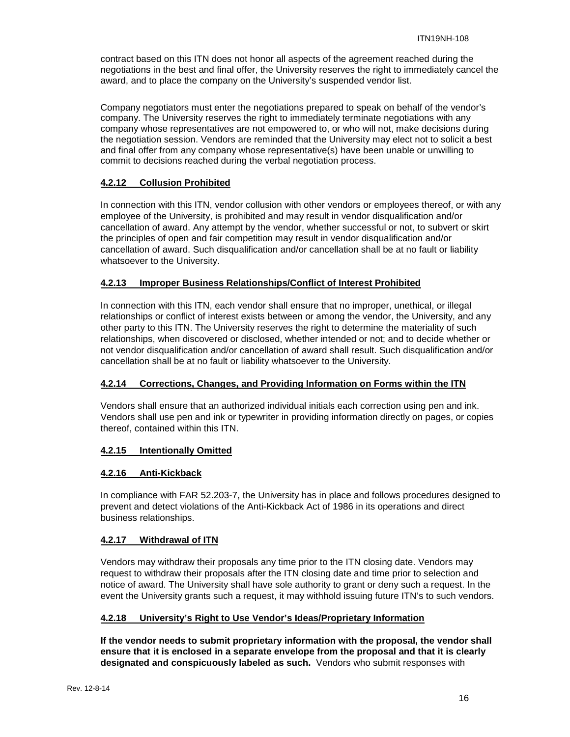contract based on this ITN does not honor all aspects of the agreement reached during the negotiations in the best and final offer, the University reserves the right to immediately cancel the award, and to place the company on the University's suspended vendor list.

Company negotiators must enter the negotiations prepared to speak on behalf of the vendor's company. The University reserves the right to immediately terminate negotiations with any company whose representatives are not empowered to, or who will not, make decisions during the negotiation session. Vendors are reminded that the University may elect not to solicit a best and final offer from any company whose representative(s) have been unable or unwilling to commit to decisions reached during the verbal negotiation process.

### 4.2.12 Collusion Prohibited

In connection with this ITN, vendor collusion with other vendors or employees thereof, or with any employee of the University, is prohibited and may result in vendor disqualification and/or cancellation of award. Any attempt by the vendor, whether successful or not, to subvert or skirt the principles of open and fair competition may result in vendor disqualification and/or cancellation of award. Such disqualification and/or cancellation shall be at no fault or liability whatsoever to the University.

### 4.2.13 Improper Business Relationships/Conflict of Interest Prohibited

In connection with this ITN, each vendor shall ensure that no improper, unethical, or illegal relationships or conflict of interest exists between or among the vendor, the University, and any other party to this ITN. The University reserves the right to determine the materiality of such relationships, when discovered or disclosed, whether intended or not; and to decide whether or not vendor disqualification and/or cancellation of award shall result. Such disqualification and/or cancellation shall be at no fault or liability whatsoever to the University.

### 4.2.14 Corrections, Changes, and Providing Information on Forms within the ITN

Vendors shall ensure that an authorized individual initials each correction using pen and ink. Vendors shall use pen and ink or typewriter in providing information directly on pages, or copies thereof, contained within this ITN.

### 4.2.15 Intentionally Omitted

### 4.2.16 Anti-Kickback

In compliance with FAR 52.203-7, the University has in place and follows procedures designed to prevent and detect violations of the Anti-Kickback Act of 1986 in its operations and direct business relationships.

### 4.2.17 Withdrawal of ITN

Vendors may withdraw their proposals any time prior to the ITN closing date. Vendors may request to withdraw their proposals after the ITN closing date and time prior to selection and notice of award. The University shall have sole authority to grant or deny such a request. In the event the University grants such a request, it may withhold issuing future ITN's to such vendors.

### 4.2.18 University's Right to Use Vendor's Ideas/Proprietary Information

**If the vendor needs to submit proprietary information with the proposal, the vendor shall ensure that it is enclosed in a separate envelope from the proposal and that it is clearly designated and conspicuously labeled as such.** Vendors who submit responses with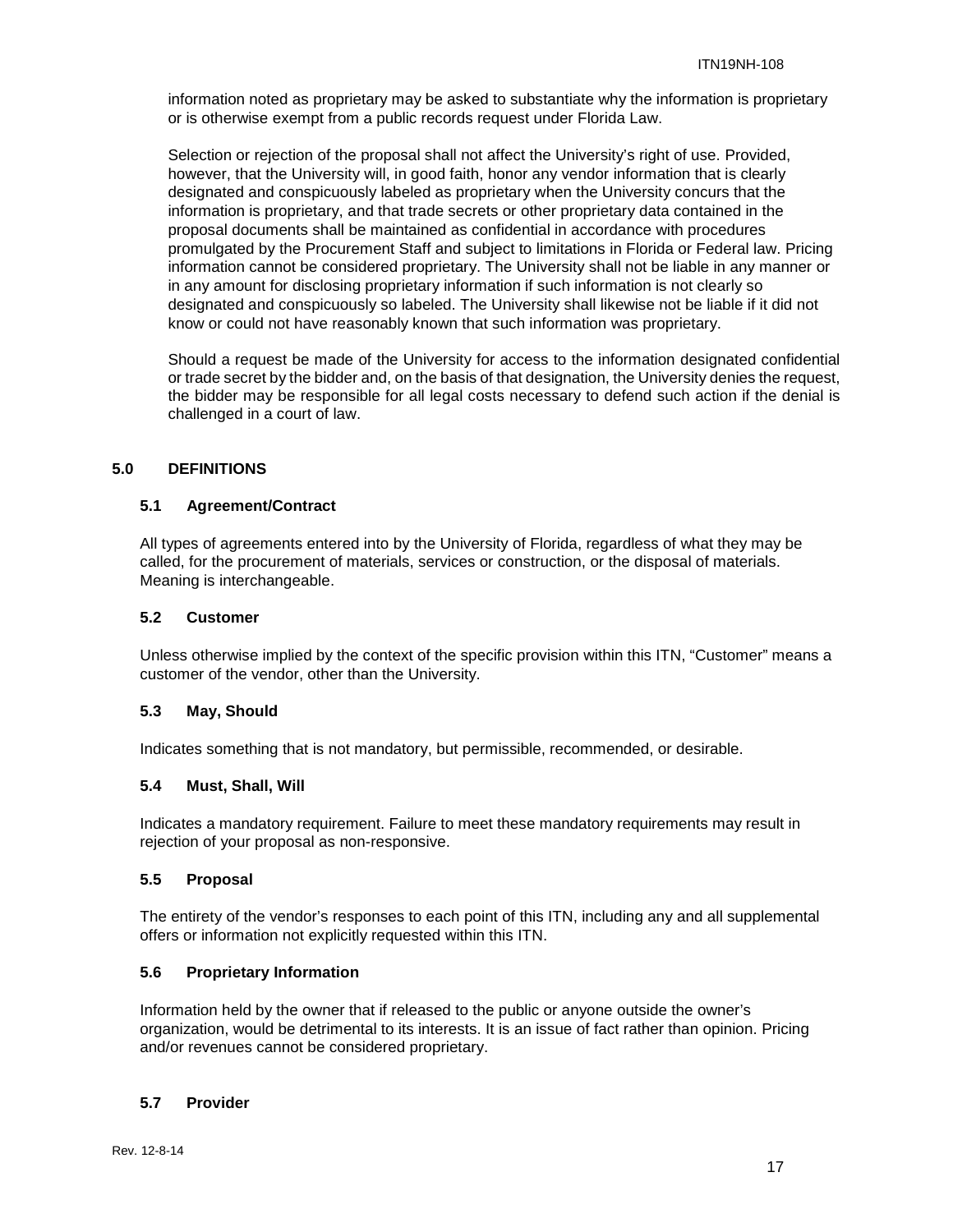information noted as proprietary may be asked to substantiate why the information is proprietary or is otherwise exempt from a public records request under Florida Law.

Selection or rejection of the proposal shall not affect the University's right of use. Provided, however, that the University will, in good faith, honor any vendor information that is clearly designated and conspicuously labeled as proprietary when the University concurs that the information is proprietary, and that trade secrets or other proprietary data contained in the proposal documents shall be maintained as confidential in accordance with procedures promulgated by the Procurement Staff and subject to limitations in Florida or Federal law. Pricing information cannot be considered proprietary. The University shall not be liable in any manner or in any amount for disclosing proprietary information if such information is not clearly so designated and conspicuously so labeled. The University shall likewise not be liable if it did not know or could not have reasonably known that such information was proprietary.

Should a request be made of the University for access to the information designated confidential or trade secret by the bidder and, on the basis of that designation, the University denies the request, the bidder may be responsible for all legal costs necessary to defend such action if the denial is challenged in a court of law.

## 5.0 DEFINITIONS

### 5.1 Agreement/Contract

All types of agreements entered into by the University of Florida, regardless of what they may be called, for the procurement of materials, services or construction, or the disposal of materials. Meaning is interchangeable.

### 5.2 Customer

Unless otherwise implied by the context of the specific provision within this ITN, "Customer" means a customer of the vendor, other than the University.

### 5.3 May, Should

Indicates something that is not mandatory, but permissible, recommended, or desirable.

### 5.4 Must, Shall, Will

Indicates a mandatory requirement. Failure to meet these mandatory requirements may result in rejection of your proposal as non-responsive.

### 5.5 Proposal

The entirety of the vendor's responses to each point of this ITN, including any and all supplemental offers or information not explicitly requested within this ITN.

### 5.6 Proprietary Information

Information held by the owner that if released to the public or anyone outside the owner's organization, would be detrimental to its interests. It is an issue of fact rather than opinion. Pricing and/or revenues cannot be considered proprietary.

### 5.7 Provider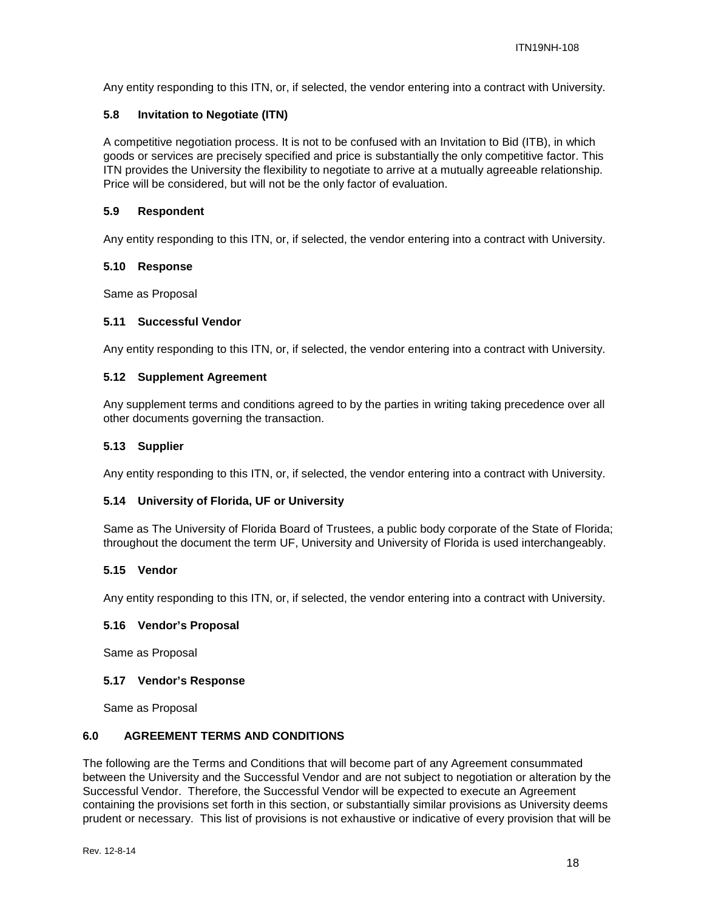Any entity responding to this ITN, or, if selected, the vendor entering into a contract with University.

### 5.8 Invitation to Negotiate (ITN)

A competitive negotiation process. It is not to be confused with an Invitation to Bid (ITB), in which goods or services are precisely specified and price is substantially the only competitive factor. This ITN provides the University the flexibility to negotiate to arrive at a mutually agreeable relationship. Price will be considered, but will not be the only factor of evaluation.

### 5.9 Respondent

Any entity responding to this ITN, or, if selected, the vendor entering into a contract with University.

### 5.10 Response

Same as Proposal

### 5.11 Successful Vendor

Any entity responding to this ITN, or, if selected, the vendor entering into a contract with University.

### 5.12 Supplement Agreement

Any supplement terms and conditions agreed to by the parties in writing taking precedence over all other documents governing the transaction.

### 5.13 Supplier

Any entity responding to this ITN, or, if selected, the vendor entering into a contract with University.

### 5.14 University of Florida, UF or University

Same as The University of Florida Board of Trustees, a public body corporate of the State of Florida; throughout the document the term UF, University and University of Florida is used interchangeably.

### 5.15 Vendor

Any entity responding to this ITN, or, if selected, the vendor entering into a contract with University.

### 5.16 Vendor's Proposal

Same as Proposal

### 5.17 Vendor's Response

Same as Proposal

## 6.0 AGREEMENT TERMS AND CONDITIONS

The following are the Terms and Conditions that will become part of any Agreement consummated between the University and the Successful Vendor and are not subject to negotiation or alteration by the Successful Vendor. Therefore, the Successful Vendor will be expected to execute an Agreement containing the provisions set forth in this section, or substantially similar provisions as University deems prudent or necessary. This list of provisions is not exhaustive or indicative of every provision that will be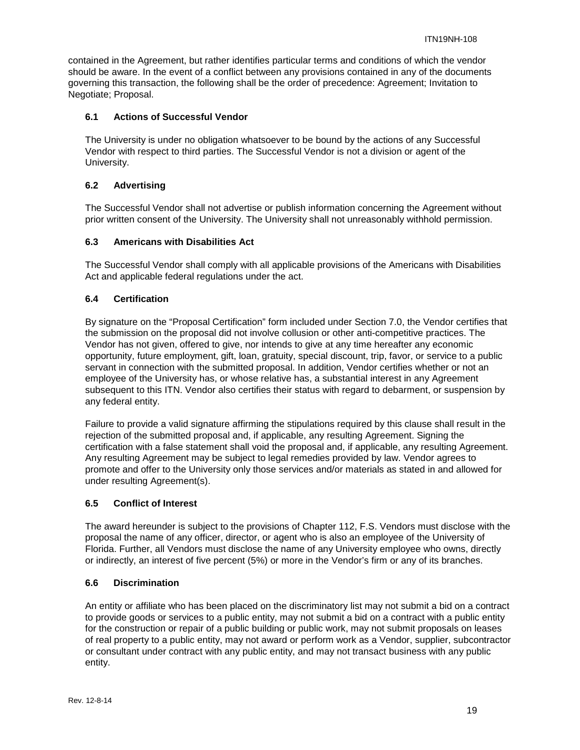contained in the Agreement, but rather identifies particular terms and conditions of which the vendor should be aware. In the event of a conflict between any provisions contained in any of the documents governing this transaction, the following shall be the order of precedence: Agreement; Invitation to Negotiate; Proposal.

### 6.1 Actions of Successful Vendor

The University is under no obligation whatsoever to be bound by the actions of any Successful Vendor with respect to third parties. The Successful Vendor is not a division or agent of the University.

### 6.2 Advertising

The Successful Vendor shall not advertise or publish information concerning the Agreement without prior written consent of the University. The University shall not unreasonably withhold permission.

### 6.3 Americans with Disabilities Act

The Successful Vendor shall comply with all applicable provisions of the Americans with Disabilities Act and applicable federal regulations under the act.

### 6.4 Certification

By signature on the "Proposal Certification" form included under Section 7.0, the Vendor certifies that the submission on the proposal did not involve collusion or other anti-competitive practices. The Vendor has not given, offered to give, nor intends to give at any time hereafter any economic opportunity, future employment, gift, loan, gratuity, special discount, trip, favor, or service to a public servant in connection with the submitted proposal. In addition, Vendor certifies whether or not an employee of the University has, or whose relative has, a substantial interest in any Agreement subsequent to this ITN. Vendor also certifies their status with regard to debarment, or suspension by any federal entity.

Failure to provide a valid signature affirming the stipulations required by this clause shall result in the rejection of the submitted proposal and, if applicable, any resulting Agreement. Signing the certification with a false statement shall void the proposal and, if applicable, any resulting Agreement. Any resulting Agreement may be subject to legal remedies provided by law. Vendor agrees to promote and offer to the University only those services and/or materials as stated in and allowed for under resulting Agreement(s).

### 6.5 Conflict of Interest

The award hereunder is subject to the provisions of Chapter 112, F.S. Vendors must disclose with the proposal the name of any officer, director, or agent who is also an employee of the University of Florida. Further, all Vendors must disclose the name of any University employee who owns, directly or indirectly, an interest of five percent (5%) or more in the Vendor's firm or any of its branches.

### 6.6 Discrimination

An entity or affiliate who has been placed on the discriminatory list may not submit a bid on a contract to provide goods or services to a public entity, may not submit a bid on a contract with a public entity for the construction or repair of a public building or public work, may not submit proposals on leases of real property to a public entity, may not award or perform work as a Vendor, supplier, subcontractor or consultant under contract with any public entity, and may not transact business with any public entity.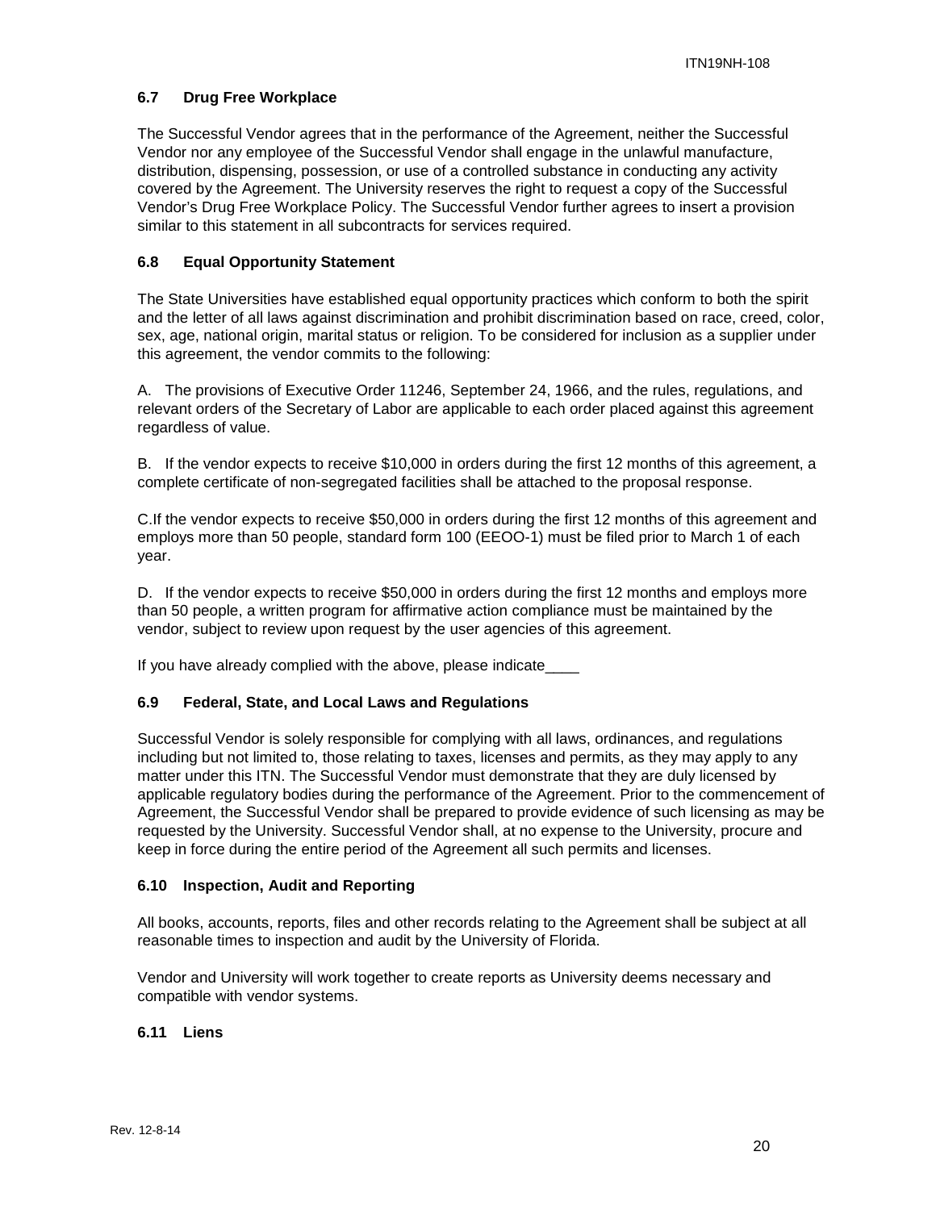### 6.7 Drug Free Workplace

The Successful Vendor agrees that in the performance of the Agreement, neither the Successful Vendor nor any employee of the Successful Vendor shall engage in the unlawful manufacture, distribution, dispensing, possession, or use of a controlled substance in conducting any activity covered by the Agreement. The University reserves the right to request a copy of the Successful Vendor's Drug Free Workplace Policy. The Successful Vendor further agrees to insert a provision similar to this statement in all subcontracts for services required.

### 6.8 Equal Opportunity Statement

The State Universities have established equal opportunity practices which conform to both the spirit and the letter of all laws against discrimination and prohibit discrimination based on race, creed, color, sex, age, national origin, marital status or religion. To be considered for inclusion as a supplier under this agreement, the vendor commits to the following:

A. The provisions of Executive Order 11246, September 24, 1966, and the rules, regulations, and relevant orders of the Secretary of Labor are applicable to each order placed against this agreement regardless of value.

B. If the vendor expects to receive $10,000 in orders during the first 12 months of this agreement, a complete certificate of non-segregated facilities shall be attached to the proposal response.

C.If the vendor expects to receive $50,000 in orders during the first 12 months of this agreement and employs more than 50 people, standard form 100 (EEOO-1) must be filed prior to March 1 of each year.

D. If the vendor expects to receive $50,000 in orders during the first 12 months and employs more than 50 people, a written program for affirmative action compliance must be maintained by the vendor, subject to review upon request by the user agencies of this agreement.

If you have already complied with the above, please indicate____

### 6.9 Federal, State, and Local Laws and Regulations

Successful Vendor is solely responsible for complying with all laws, ordinances, and regulations including but not limited to, those relating to taxes, licenses and permits, as they may apply to any matter under this ITN. The Successful Vendor must demonstrate that they are duly licensed by applicable regulatory bodies during the performance of the Agreement. Prior to the commencement of Agreement, the Successful Vendor shall be prepared to provide evidence of such licensing as may be requested by the University. Successful Vendor shall, at no expense to the University, procure and keep in force during the entire period of the Agreement all such permits and licenses.

### 6.10 Inspection, Audit and Reporting

All books, accounts, reports, files and other records relating to the Agreement shall be subject at all reasonable times to inspection and audit by the University of Florida.

Vendor and University will work together to create reports as University deems necessary and compatible with vendor systems.

### 6.11 Liens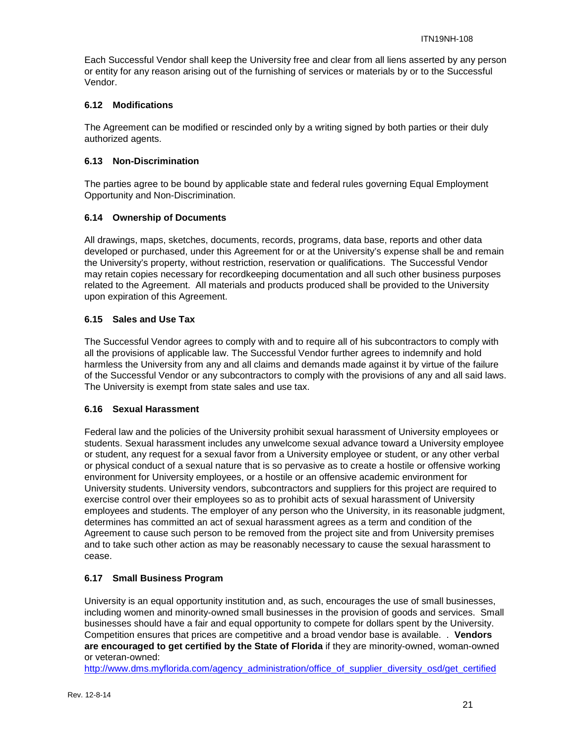Each Successful Vendor shall keep the University free and clear from all liens asserted by any person or entity for any reason arising out of the furnishing of services or materials by or to the Successful Vendor.

### 6.12 Modifications

The Agreement can be modified or rescinded only by a writing signed by both parties or their duly authorized agents.

### 6.13 Non-Discrimination

The parties agree to be bound by applicable state and federal rules governing Equal Employment Opportunity and Non-Discrimination.

### 6.14 Ownership of Documents

All drawings, maps, sketches, documents, records, programs, data base, reports and other data developed or purchased, under this Agreement for or at the University's expense shall be and remain the University's property, without restriction, reservation or qualifications. The Successful Vendor may retain copies necessary for recordkeeping documentation and all such other business purposes related to the Agreement. All materials and products produced shall be provided to the University upon expiration of this Agreement.

### 6.15 Sales and Use Tax

The Successful Vendor agrees to comply with and to require all of his subcontractors to comply with all the provisions of applicable law. The Successful Vendor further agrees to indemnify and hold harmless the University from any and all claims and demands made against it by virtue of the failure of the Successful Vendor or any subcontractors to comply with the provisions of any and all said laws. The University is exempt from state sales and use tax.

### 6.16 Sexual Harassment

Federal law and the policies of the University prohibit sexual harassment of University employees or students. Sexual harassment includes any unwelcome sexual advance toward a University employee or student, any request for a sexual favor from a University employee or student, or any other verbal or physical conduct of a sexual nature that is so pervasive as to create a hostile or offensive working environment for University employees, or a hostile or an offensive academic environment for University students. University vendors, subcontractors and suppliers for this project are required to exercise control over their employees so as to prohibit acts of sexual harassment of University employees and students. The employer of any person who the University, in its reasonable judgment, determines has committed an act of sexual harassment agrees as a term and condition of the Agreement to cause such person to be removed from the project site and from University premises and to take such other action as may be reasonably necessary to cause the sexual harassment to cease.

### 6.17 Small Business Program

University is an equal opportunity institution and, as such, encourages the use of small businesses, including women and minority-owned small businesses in the provision of goods and services. Small businesses should have a fair and equal opportunity to compete for dollars spent by the University. Competition ensures that prices are competitive and a broad vendor base is available. . **Vendors are encouraged to get certified by the State of Florida** if they are minority-owned, woman-owned or veteran-owned:
http://www.dms.myflorida.com/agency_administration/office_of_supplier_diversity_osd/get_certified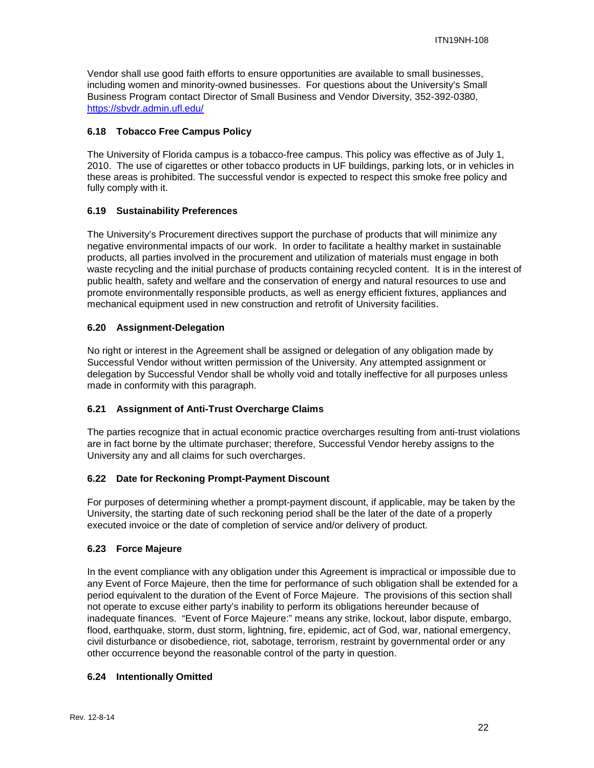Vendor shall use good faith efforts to ensure opportunities are available to small businesses, including women and minority-owned businesses. For questions about the University's Small Business Program contact Director of Small Business and Vendor Diversity, 352-392-0380, https://sbvdr.admin.ufl.edu/

### 6.18 Tobacco Free Campus Policy

The University of Florida campus is a tobacco-free campus. This policy was effective as of July 1, 2010. The use of cigarettes or other tobacco products in UF buildings, parking lots, or in vehicles in these areas is prohibited. The successful vendor is expected to respect this smoke free policy and fully comply with it.

### 6.19 Sustainability Preferences

The University's Procurement directives support the purchase of products that will minimize any negative environmental impacts of our work. In order to facilitate a healthy market in sustainable products, all parties involved in the procurement and utilization of materials must engage in both waste recycling and the initial purchase of products containing recycled content. It is in the interest of public health, safety and welfare and the conservation of energy and natural resources to use and promote environmentally responsible products, as well as energy efficient fixtures, appliances and mechanical equipment used in new construction and retrofit of University facilities.

### 6.20 Assignment-Delegation

No right or interest in the Agreement shall be assigned or delegation of any obligation made by Successful Vendor without written permission of the University. Any attempted assignment or delegation by Successful Vendor shall be wholly void and totally ineffective for all purposes unless made in conformity with this paragraph.

### 6.21 Assignment of Anti-Trust Overcharge Claims

The parties recognize that in actual economic practice overcharges resulting from anti-trust violations are in fact borne by the ultimate purchaser; therefore, Successful Vendor hereby assigns to the University any and all claims for such overcharges.

### 6.22 Date for Reckoning Prompt-Payment Discount

For purposes of determining whether a prompt-payment discount, if applicable, may be taken by the University, the starting date of such reckoning period shall be the later of the date of a properly executed invoice or the date of completion of service and/or delivery of product.

### 6.23 Force Majeure

In the event compliance with any obligation under this Agreement is impractical or impossible due to any Event of Force Majeure, then the time for performance of such obligation shall be extended for a period equivalent to the duration of the Event of Force Majeure. The provisions of this section shall not operate to excuse either party's inability to perform its obligations hereunder because of inadequate finances. "Event of Force Majeure:" means any strike, lockout, labor dispute, embargo, flood, earthquake, storm, dust storm, lightning, fire, epidemic, act of God, war, national emergency, civil disturbance or disobedience, riot, sabotage, terrorism, restraint by governmental order or any other occurrence beyond the reasonable control of the party in question.

### 6.24 Intentionally Omitted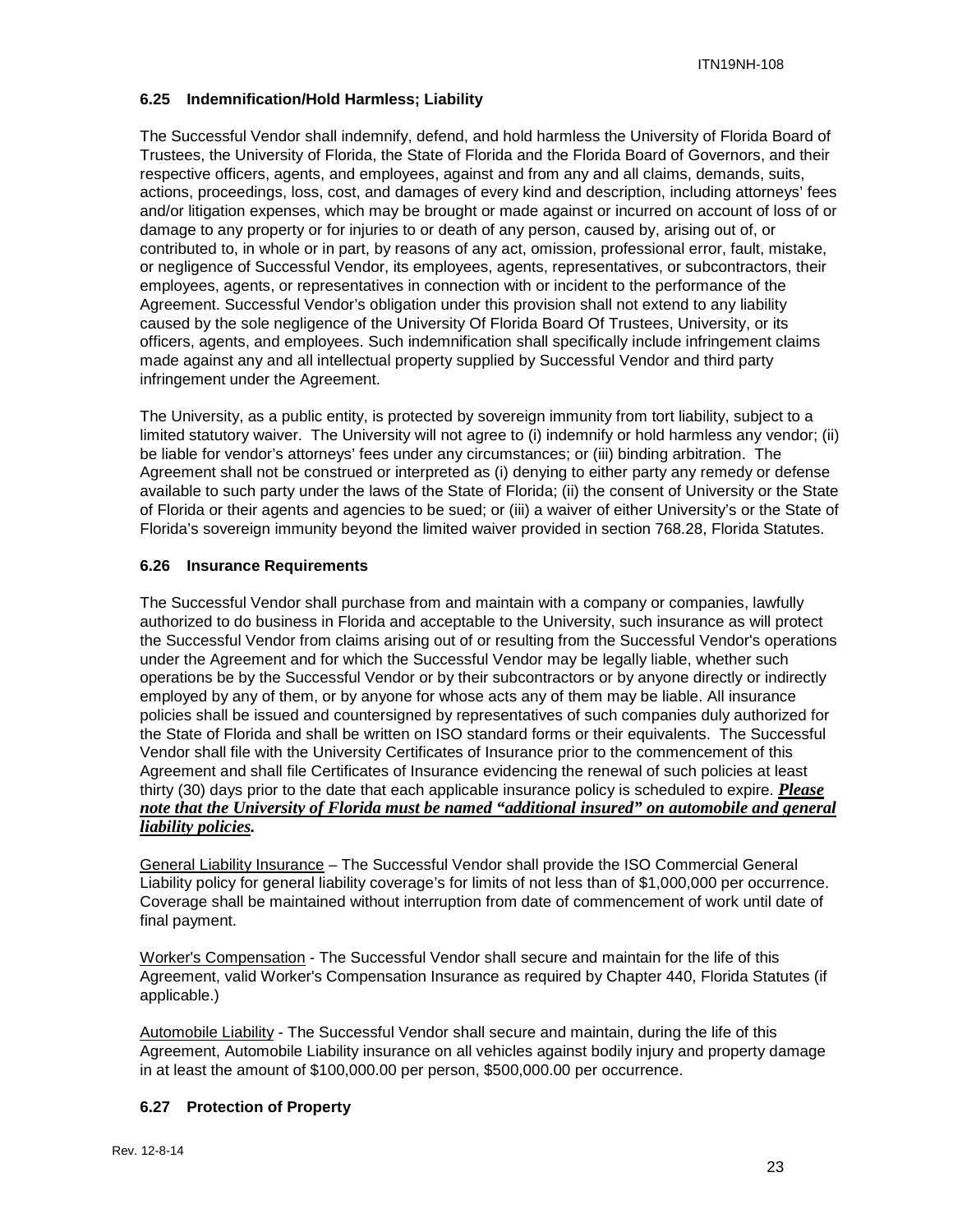### 6.25 Indemnification/Hold Harmless; Liability

The Successful Vendor shall indemnify, defend, and hold harmless the University of Florida Board of Trustees, the University of Florida, the State of Florida and the Florida Board of Governors, and their respective officers, agents, and employees, against and from any and all claims, demands, suits, actions, proceedings, loss, cost, and damages of every kind and description, including attorneys' fees and/or litigation expenses, which may be brought or made against or incurred on account of loss of or damage to any property or for injuries to or death of any person, caused by, arising out of, or contributed to, in whole or in part, by reasons of any act, omission, professional error, fault, mistake, or negligence of Successful Vendor, its employees, agents, representatives, or subcontractors, their employees, agents, or representatives in connection with or incident to the performance of the Agreement. Successful Vendor's obligation under this provision shall not extend to any liability caused by the sole negligence of the University Of Florida Board Of Trustees, University, or its officers, agents, and employees. Such indemnification shall specifically include infringement claims made against any and all intellectual property supplied by Successful Vendor and third party infringement under the Agreement.

The University, as a public entity, is protected by sovereign immunity from tort liability, subject to a limited statutory waiver. The University will not agree to (i) indemnify or hold harmless any vendor; (ii) be liable for vendor's attorneys' fees under any circumstances; or (iii) binding arbitration. The Agreement shall not be construed or interpreted as (i) denying to either party any remedy or defense available to such party under the laws of the State of Florida; (ii) the consent of University or the State of Florida or their agents and agencies to be sued; or (iii) a waiver of either University's or the State of Florida's sovereign immunity beyond the limited waiver provided in section 768.28, Florida Statutes.

### 6.26 Insurance Requirements

The Successful Vendor shall purchase from and maintain with a company or companies, lawfully authorized to do business in Florida and acceptable to the University, such insurance as will protect the Successful Vendor from claims arising out of or resulting from the Successful Vendor's operations under the Agreement and for which the Successful Vendor may be legally liable, whether such operations be by the Successful Vendor or by their subcontractors or by anyone directly or indirectly employed by any of them, or by anyone for whose acts any of them may be liable. All insurance policies shall be issued and countersigned by representatives of such companies duly authorized for the State of Florida and shall be written on ISO standard forms or their equivalents. The Successful Vendor shall file with the University Certificates of Insurance prior to the commencement of this Agreement and shall file Certificates of Insurance evidencing the renewal of such policies at least thirty (30) days prior to the date that each applicable insurance policy is scheduled to expire. ***Please note that the University of Florida must be named "additional insured" on automobile and general liability policies.***

General Liability Insurance – The Successful Vendor shall provide the ISO Commercial General Liability policy for general liability coverage's for limits of not less than of $1,000,000 per occurrence. Coverage shall be maintained without interruption from date of commencement of work until date of final payment.

Worker's Compensation - The Successful Vendor shall secure and maintain for the life of this Agreement, valid Worker's Compensation Insurance as required by Chapter 440, Florida Statutes (if applicable.)

Automobile Liability - The Successful Vendor shall secure and maintain, during the life of this Agreement, Automobile Liability insurance on all vehicles against bodily injury and property damage in at least the amount of $100,000.00 per person, $500,000.00 per occurrence.

### 6.27 Protection of Property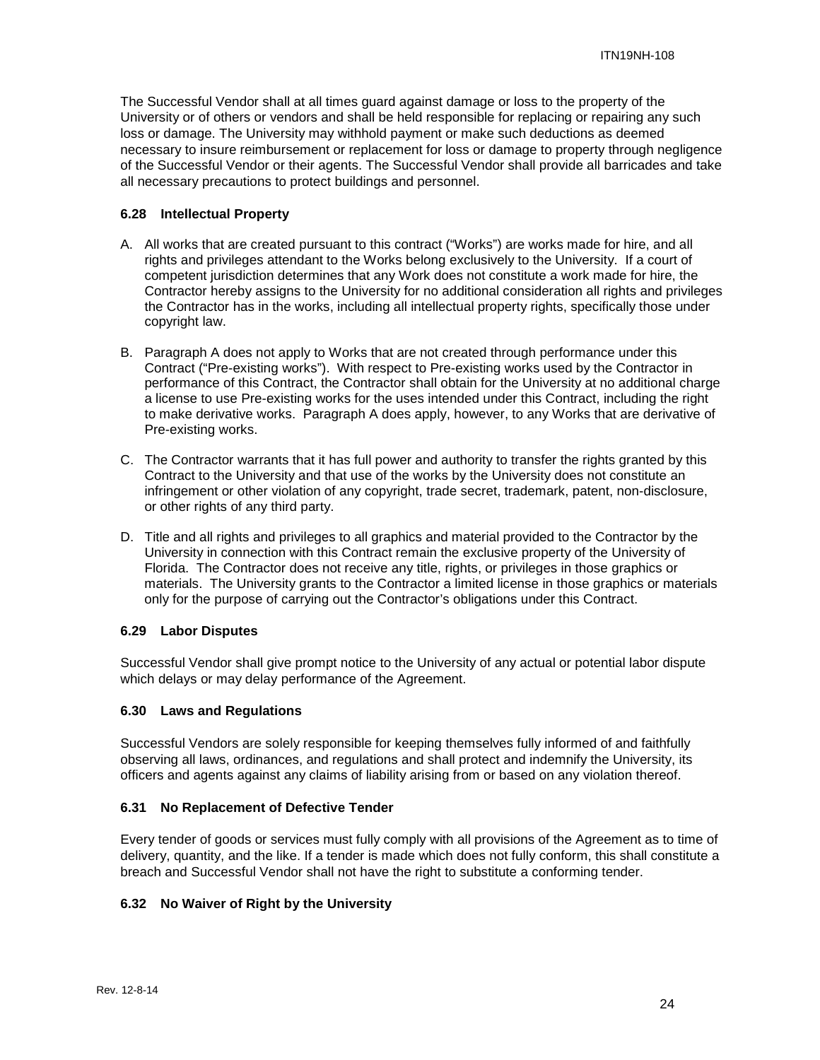The Successful Vendor shall at all times guard against damage or loss to the property of the University or of others or vendors and shall be held responsible for replacing or repairing any such loss or damage. The University may withhold payment or make such deductions as deemed necessary to insure reimbursement or replacement for loss or damage to property through negligence of the Successful Vendor or their agents. The Successful Vendor shall provide all barricades and take all necessary precautions to protect buildings and personnel.

### 6.28 Intellectual Property

A. All works that are created pursuant to this contract ("Works") are works made for hire, and all rights and privileges attendant to the Works belong exclusively to the University. If a court of competent jurisdiction determines that any Work does not constitute a work made for hire, the Contractor hereby assigns to the University for no additional consideration all rights and privileges the Contractor has in the works, including all intellectual property rights, specifically those under copyright law.

B. Paragraph A does not apply to Works that are not created through performance under this Contract ("Pre-existing works"). With respect to Pre-existing works used by the Contractor in performance of this Contract, the Contractor shall obtain for the University at no additional charge a license to use Pre-existing works for the uses intended under this Contract, including the right to make derivative works. Paragraph A does apply, however, to any Works that are derivative of Pre-existing works.

C. The Contractor warrants that it has full power and authority to transfer the rights granted by this Contract to the University and that use of the works by the University does not constitute an infringement or other violation of any copyright, trade secret, trademark, patent, non-disclosure, or other rights of any third party.

D. Title and all rights and privileges to all graphics and material provided to the Contractor by the University in connection with this Contract remain the exclusive property of the University of Florida. The Contractor does not receive any title, rights, or privileges in those graphics or materials. The University grants to the Contractor a limited license in those graphics or materials only for the purpose of carrying out the Contractor's obligations under this Contract.

### 6.29 Labor Disputes

Successful Vendor shall give prompt notice to the University of any actual or potential labor dispute which delays or may delay performance of the Agreement.

### 6.30 Laws and Regulations

Successful Vendors are solely responsible for keeping themselves fully informed of and faithfully observing all laws, ordinances, and regulations and shall protect and indemnify the University, its officers and agents against any claims of liability arising from or based on any violation thereof.

### 6.31 No Replacement of Defective Tender

Every tender of goods or services must fully comply with all provisions of the Agreement as to time of delivery, quantity, and the like. If a tender is made which does not fully conform, this shall constitute a breach and Successful Vendor shall not have the right to substitute a conforming tender.

### 6.32 No Waiver of Right by the University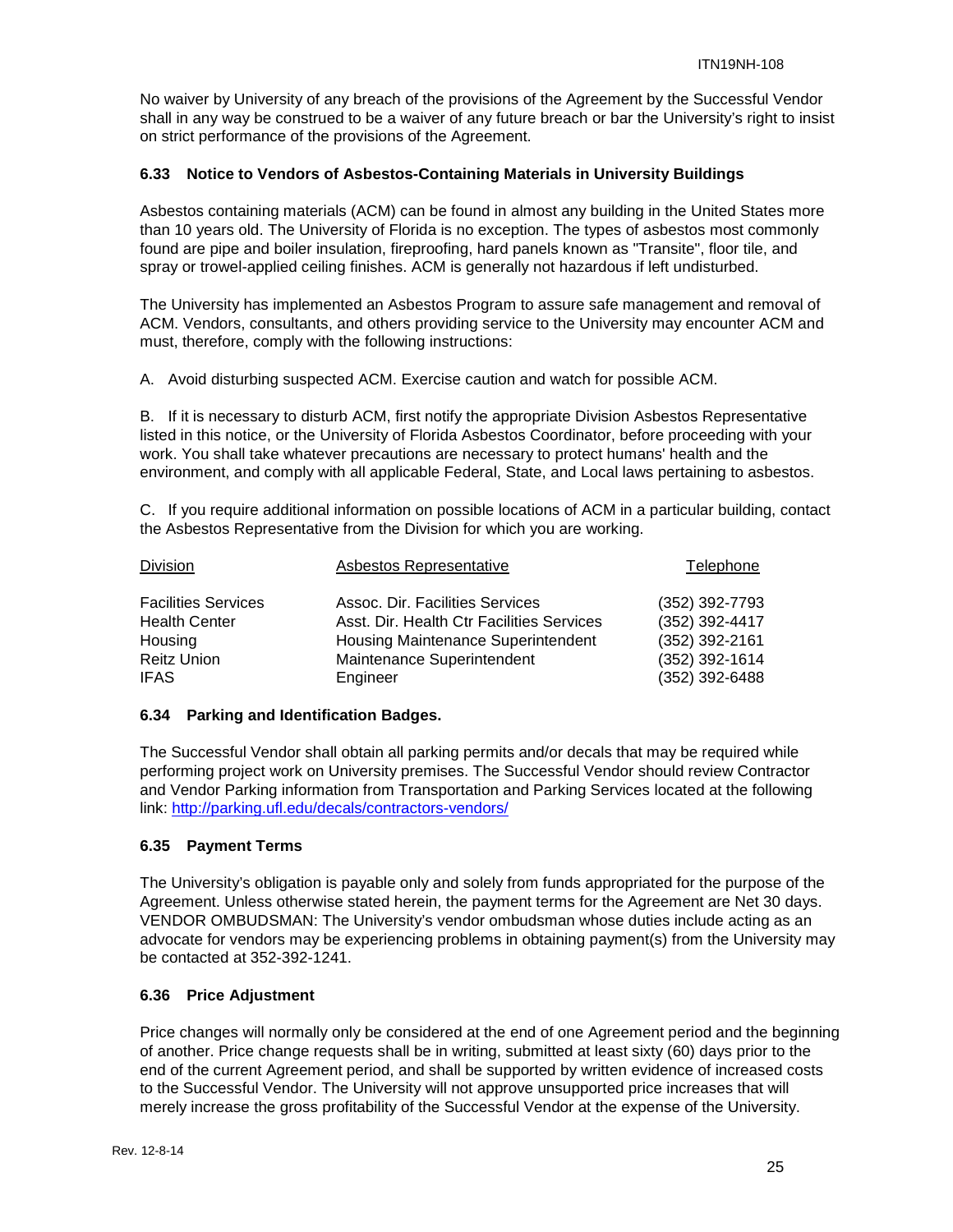No waiver by University of any breach of the provisions of the Agreement by the Successful Vendor shall in any way be construed to be a waiver of any future breach or bar the University's right to insist on strict performance of the provisions of the Agreement.

### 6.33 Notice to Vendors of Asbestos-Containing Materials in University Buildings

Asbestos containing materials (ACM) can be found in almost any building in the United States more than 10 years old. The University of Florida is no exception. The types of asbestos most commonly found are pipe and boiler insulation, fireproofing, hard panels known as "Transite", floor tile, and spray or trowel-applied ceiling finishes. ACM is generally not hazardous if left undisturbed.

The University has implemented an Asbestos Program to assure safe management and removal of ACM. Vendors, consultants, and others providing service to the University may encounter ACM and must, therefore, comply with the following instructions:

A. Avoid disturbing suspected ACM. Exercise caution and watch for possible ACM.

B. If it is necessary to disturb ACM, first notify the appropriate Division Asbestos Representative listed in this notice, or the University of Florida Asbestos Coordinator, before proceeding with your work. You shall take whatever precautions are necessary to protect humans' health and the environment, and comply with all applicable Federal, State, and Local laws pertaining to asbestos.

C. If you require additional information on possible locations of ACM in a particular building, contact the Asbestos Representative from the Division for which you are working.

| Division | Asbestos Representative | Telephone |
|---|---|---|
| Facilities Services | Assoc. Dir. Facilities Services | (352) 392-7793 |
| Health Center | Asst. Dir. Health Ctr Facilities Services | (352) 392-4417 |
| Housing | Housing Maintenance Superintendent | (352) 392-2161 |
| Reitz Union | Maintenance Superintendent | (352) 392-1614 |
| IFAS | Engineer | (352) 392-6488 |

### 6.34 Parking and Identification Badges.

The Successful Vendor shall obtain all parking permits and/or decals that may be required while performing project work on University premises. The Successful Vendor should review Contractor and Vendor Parking information from Transportation and Parking Services located at the following link: http://parking.ufl.edu/decals/contractors-vendors/

### 6.35 Payment Terms

The University's obligation is payable only and solely from funds appropriated for the purpose of the Agreement. Unless otherwise stated herein, the payment terms for the Agreement are Net 30 days. VENDOR OMBUDSMAN: The University's vendor ombudsman whose duties include acting as an advocate for vendors may be experiencing problems in obtaining payment(s) from the University may be contacted at 352-392-1241.

### 6.36 Price Adjustment

Price changes will normally only be considered at the end of one Agreement period and the beginning of another. Price change requests shall be in writing, submitted at least sixty (60) days prior to the end of the current Agreement period, and shall be supported by written evidence of increased costs to the Successful Vendor. The University will not approve unsupported price increases that will merely increase the gross profitability of the Successful Vendor at the expense of the University.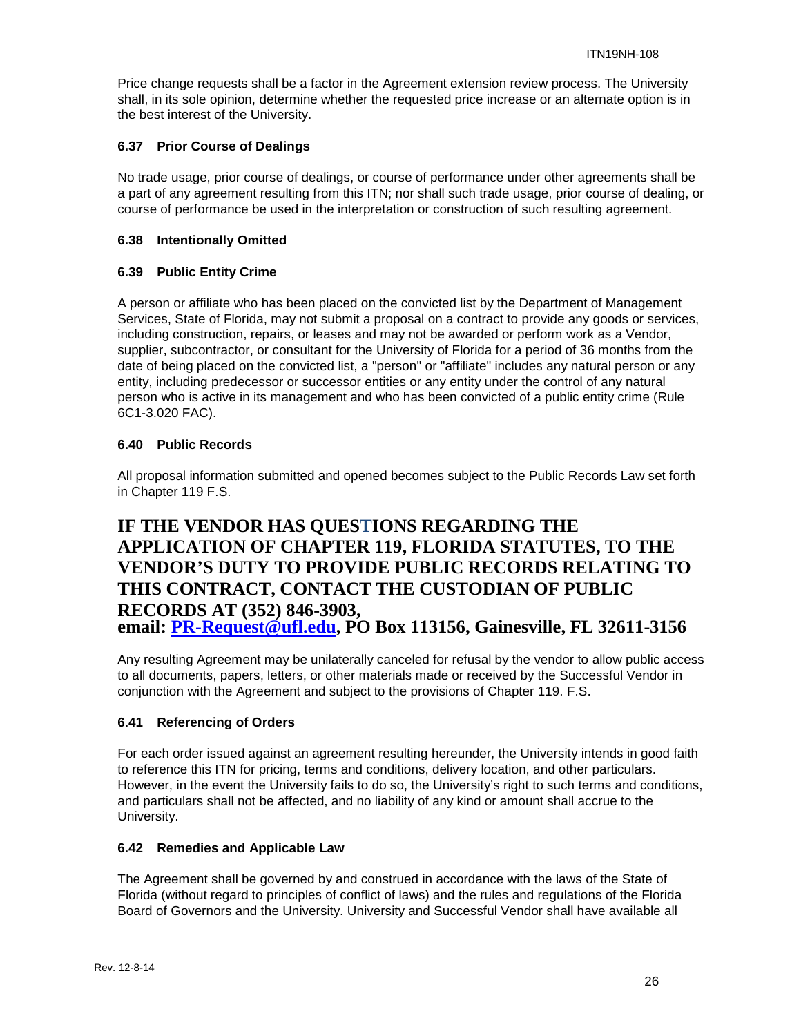Price change requests shall be a factor in the Agreement extension review process. The University shall, in its sole opinion, determine whether the requested price increase or an alternate option is in the best interest of the University.

### 6.37 Prior Course of Dealings

No trade usage, prior course of dealings, or course of performance under other agreements shall be a part of any agreement resulting from this ITN; nor shall such trade usage, prior course of dealing, or course of performance be used in the interpretation or construction of such resulting agreement.

### 6.38 Intentionally Omitted

### 6.39 Public Entity Crime

A person or affiliate who has been placed on the convicted list by the Department of Management Services, State of Florida, may not submit a proposal on a contract to provide any goods or services, including construction, repairs, or leases and may not be awarded or perform work as a Vendor, supplier, subcontractor, or consultant for the University of Florida for a period of 36 months from the date of being placed on the convicted list, a "person" or "affiliate" includes any natural person or any entity, including predecessor or successor entities or any entity under the control of any natural person who is active in its management and who has been convicted of a public entity crime (Rule 6C1-3.020 FAC).

### 6.40 Public Records

All proposal information submitted and opened becomes subject to the Public Records Law set forth in Chapter 119 F.S.

**IF THE VENDOR HAS QUESTIONS REGARDING THE APPLICATION OF CHAPTER 119, FLORIDA STATUTES, TO THE VENDOR'S DUTY TO PROVIDE PUBLIC RECORDS RELATING TO THIS CONTRACT, CONTACT THE CUSTODIAN OF PUBLIC RECORDS AT (352) 846-3903, email: PR-Request@ufl.edu, PO Box 113156, Gainesville, FL 32611-3156**

Any resulting Agreement may be unilaterally canceled for refusal by the vendor to allow public access to all documents, papers, letters, or other materials made or received by the Successful Vendor in conjunction with the Agreement and subject to the provisions of Chapter 119. F.S.

### 6.41 Referencing of Orders

For each order issued against an agreement resulting hereunder, the University intends in good faith to reference this ITN for pricing, terms and conditions, delivery location, and other particulars. However, in the event the University fails to do so, the University's right to such terms and conditions, and particulars shall not be affected, and no liability of any kind or amount shall accrue to the University.

### 6.42 Remedies and Applicable Law

The Agreement shall be governed by and construed in accordance with the laws of the State of Florida (without regard to principles of conflict of laws) and the rules and regulations of the Florida Board of Governors and the University. University and Successful Vendor shall have available all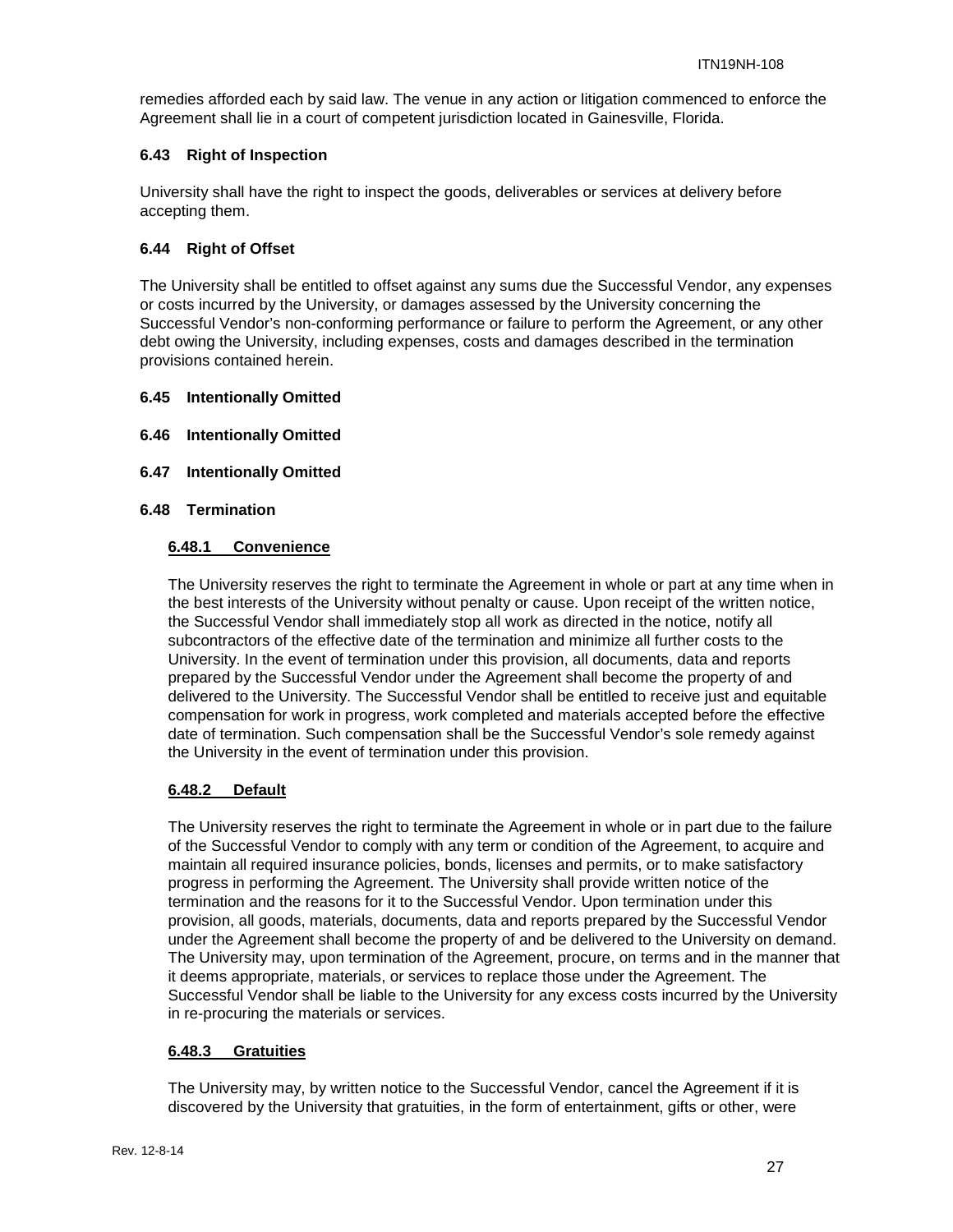remedies afforded each by said law. The venue in any action or litigation commenced to enforce the Agreement shall lie in a court of competent jurisdiction located in Gainesville, Florida.

### 6.43 Right of Inspection

University shall have the right to inspect the goods, deliverables or services at delivery before accepting them.

### 6.44 Right of Offset

The University shall be entitled to offset against any sums due the Successful Vendor, any expenses or costs incurred by the University, or damages assessed by the University concerning the Successful Vendor's non-conforming performance or failure to perform the Agreement, or any other debt owing the University, including expenses, costs and damages described in the termination provisions contained herein.

### 6.45 Intentionally Omitted

### 6.46 Intentionally Omitted

### 6.47 Intentionally Omitted

### 6.48 Termination

#### 6.48.1 Convenience

The University reserves the right to terminate the Agreement in whole or part at any time when in the best interests of the University without penalty or cause. Upon receipt of the written notice, the Successful Vendor shall immediately stop all work as directed in the notice, notify all subcontractors of the effective date of the termination and minimize all further costs to the University. In the event of termination under this provision, all documents, data and reports prepared by the Successful Vendor under the Agreement shall become the property of and delivered to the University. The Successful Vendor shall be entitled to receive just and equitable compensation for work in progress, work completed and materials accepted before the effective date of termination. Such compensation shall be the Successful Vendor's sole remedy against the University in the event of termination under this provision.

#### 6.48.2 Default

The University reserves the right to terminate the Agreement in whole or in part due to the failure of the Successful Vendor to comply with any term or condition of the Agreement, to acquire and maintain all required insurance policies, bonds, licenses and permits, or to make satisfactory progress in performing the Agreement. The University shall provide written notice of the termination and the reasons for it to the Successful Vendor. Upon termination under this provision, all goods, materials, documents, data and reports prepared by the Successful Vendor under the Agreement shall become the property of and be delivered to the University on demand. The University may, upon termination of the Agreement, procure, on terms and in the manner that it deems appropriate, materials, or services to replace those under the Agreement. The Successful Vendor shall be liable to the University for any excess costs incurred by the University in re-procuring the materials or services.

#### 6.48.3 Gratuities

The University may, by written notice to the Successful Vendor, cancel the Agreement if it is discovered by the University that gratuities, in the form of entertainment, gifts or other, were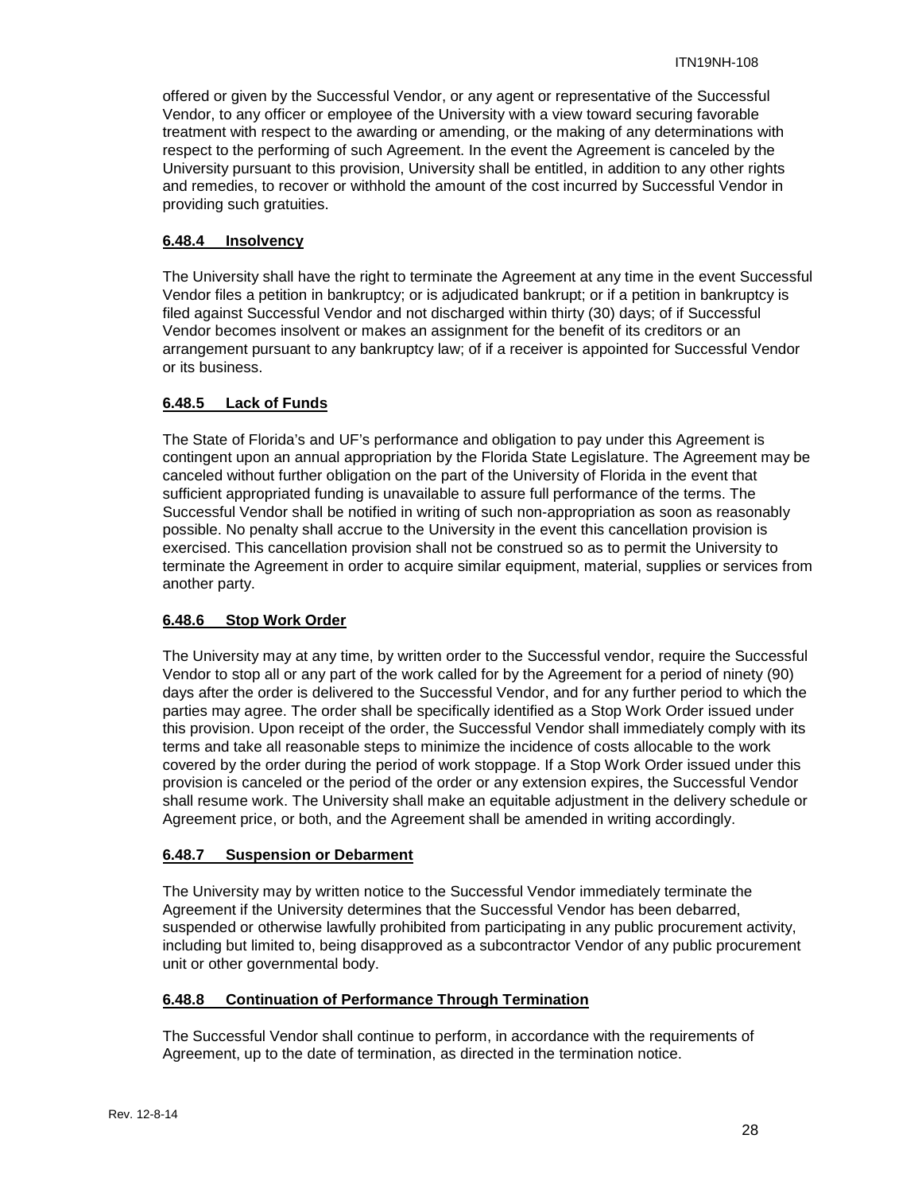offered or given by the Successful Vendor, or any agent or representative of the Successful Vendor, to any officer or employee of the University with a view toward securing favorable treatment with respect to the awarding or amending, or the making of any determinations with respect to the performing of such Agreement. In the event the Agreement is canceled by the University pursuant to this provision, University shall be entitled, in addition to any other rights and remedies, to recover or withhold the amount of the cost incurred by Successful Vendor in providing such gratuities.

#### 6.48.4 Insolvency

The University shall have the right to terminate the Agreement at any time in the event Successful Vendor files a petition in bankruptcy; or is adjudicated bankrupt; or if a petition in bankruptcy is filed against Successful Vendor and not discharged within thirty (30) days; of if Successful Vendor becomes insolvent or makes an assignment for the benefit of its creditors or an arrangement pursuant to any bankruptcy law; of if a receiver is appointed for Successful Vendor or its business.

#### 6.48.5 Lack of Funds

The State of Florida's and UF's performance and obligation to pay under this Agreement is contingent upon an annual appropriation by the Florida State Legislature. The Agreement may be canceled without further obligation on the part of the University of Florida in the event that sufficient appropriated funding is unavailable to assure full performance of the terms. The Successful Vendor shall be notified in writing of such non-appropriation as soon as reasonably possible. No penalty shall accrue to the University in the event this cancellation provision is exercised. This cancellation provision shall not be construed so as to permit the University to terminate the Agreement in order to acquire similar equipment, material, supplies or services from another party.

#### 6.48.6 Stop Work Order

The University may at any time, by written order to the Successful vendor, require the Successful Vendor to stop all or any part of the work called for by the Agreement for a period of ninety (90) days after the order is delivered to the Successful Vendor, and for any further period to which the parties may agree. The order shall be specifically identified as a Stop Work Order issued under this provision. Upon receipt of the order, the Successful Vendor shall immediately comply with its terms and take all reasonable steps to minimize the incidence of costs allocable to the work covered by the order during the period of work stoppage. If a Stop Work Order issued under this provision is canceled or the period of the order or any extension expires, the Successful Vendor shall resume work. The University shall make an equitable adjustment in the delivery schedule or Agreement price, or both, and the Agreement shall be amended in writing accordingly.

#### 6.48.7 Suspension or Debarment

The University may by written notice to the Successful Vendor immediately terminate the Agreement if the University determines that the Successful Vendor has been debarred, suspended or otherwise lawfully prohibited from participating in any public procurement activity, including but limited to, being disapproved as a subcontractor Vendor of any public procurement unit or other governmental body.

#### 6.48.8 Continuation of Performance Through Termination

The Successful Vendor shall continue to perform, in accordance with the requirements of Agreement, up to the date of termination, as directed in the termination notice.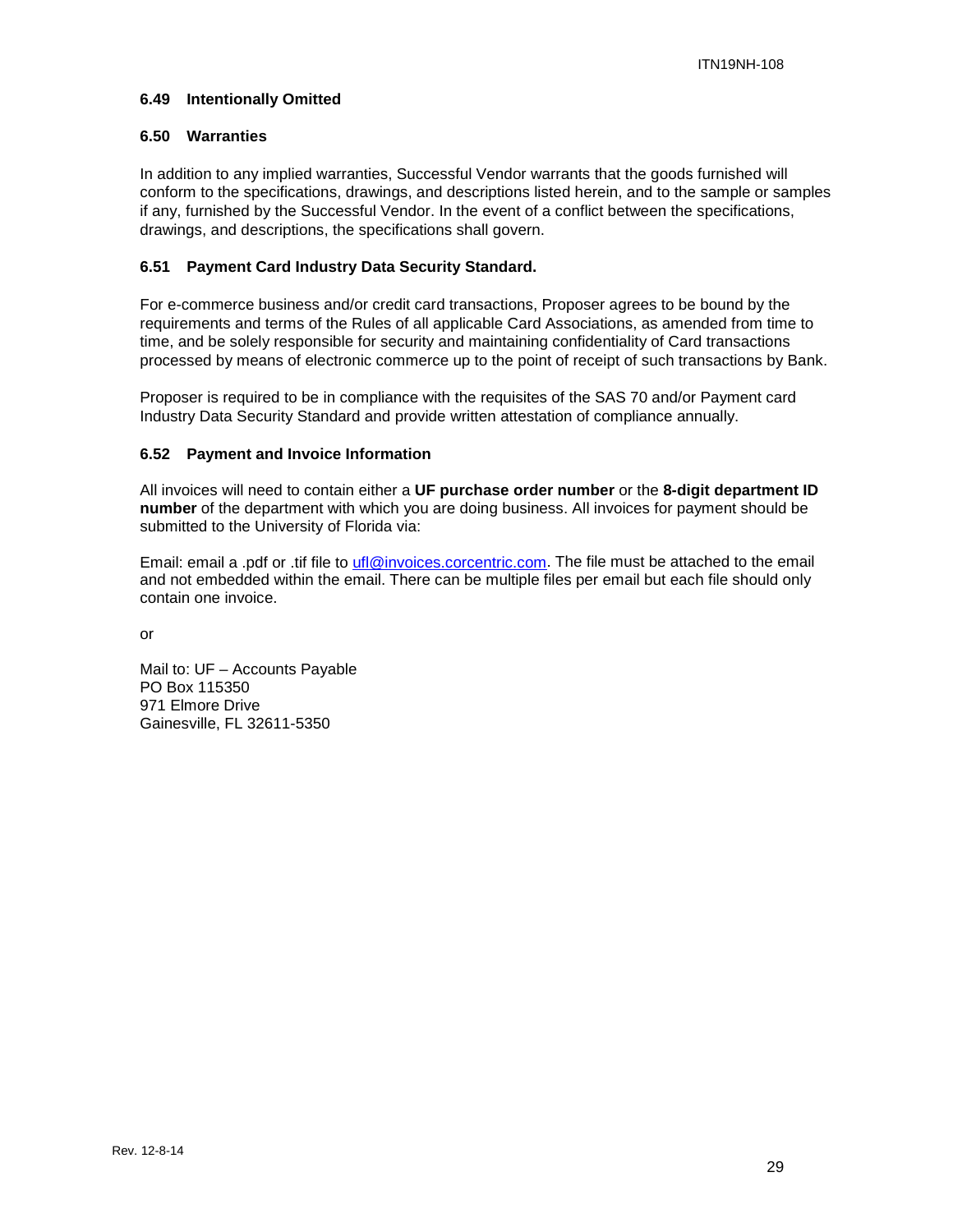### 6.49 Intentionally Omitted

### 6.50 Warranties

In addition to any implied warranties, Successful Vendor warrants that the goods furnished will conform to the specifications, drawings, and descriptions listed herein, and to the sample or samples if any, furnished by the Successful Vendor. In the event of a conflict between the specifications, drawings, and descriptions, the specifications shall govern.

### 6.51 Payment Card Industry Data Security Standard.

For e-commerce business and/or credit card transactions, Proposer agrees to be bound by the requirements and terms of the Rules of all applicable Card Associations, as amended from time to time, and be solely responsible for security and maintaining confidentiality of Card transactions processed by means of electronic commerce up to the point of receipt of such transactions by Bank.

Proposer is required to be in compliance with the requisites of the SAS 70 and/or Payment card Industry Data Security Standard and provide written attestation of compliance annually.

### 6.52 Payment and Invoice Information

All invoices will need to contain either a **UF purchase order number** or the **8-digit department ID number** of the department with which you are doing business. All invoices for payment should be submitted to the University of Florida via:

Email: email a .pdf or .tif file to ufl@invoices.corcentric.com. The file must be attached to the email and not embedded within the email. There can be multiple files per email but each file should only contain one invoice.

or

Mail to: UF – Accounts Payable
PO Box 115350
971 Elmore Drive
Gainesville, FL 32611-5350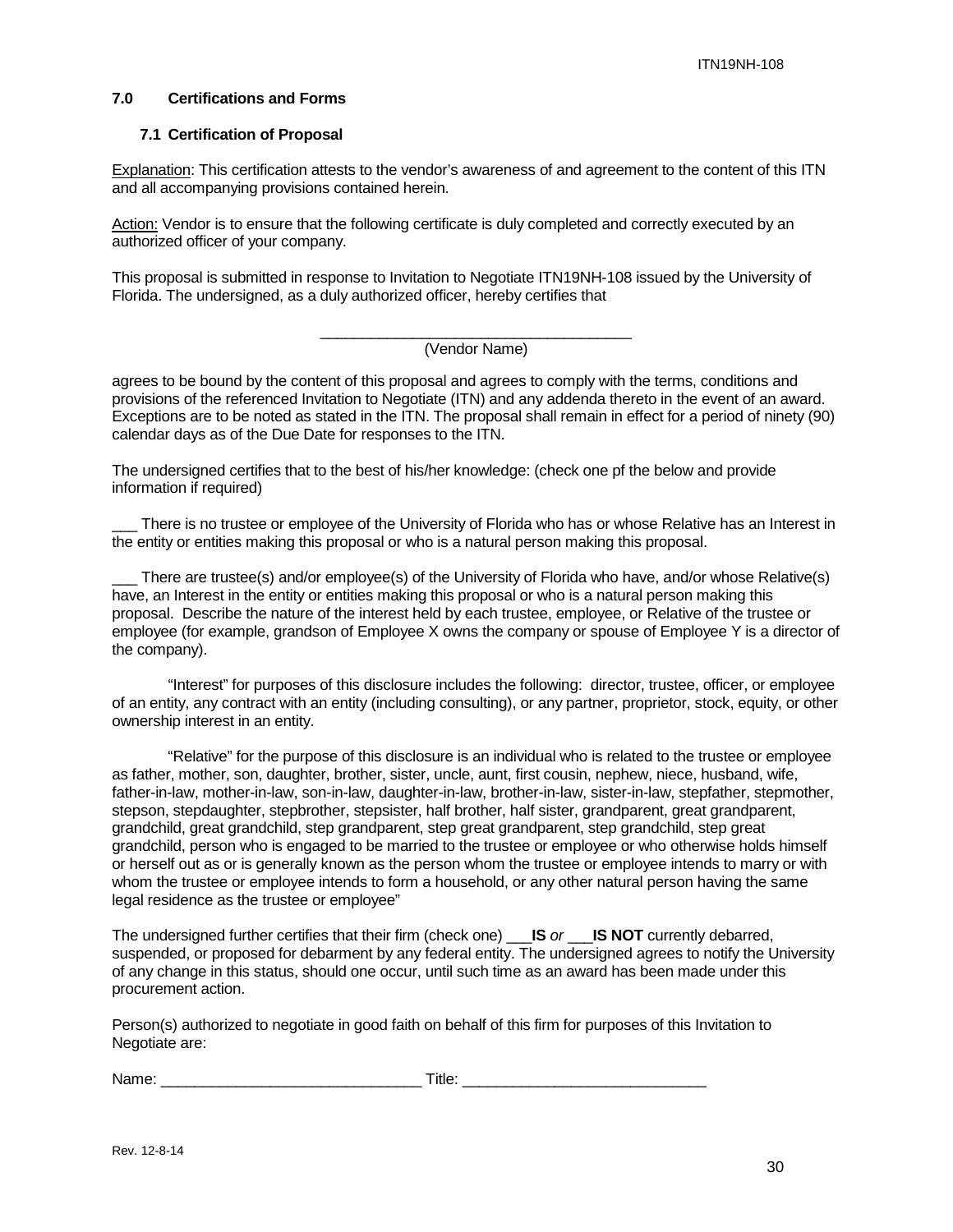## 7.0 Certifications and Forms

### 7.1 Certification of Proposal

Explanation: This certification attests to the vendor's awareness of and agreement to the content of this ITN and all accompanying provisions contained herein.

Action: Vendor is to ensure that the following certificate is duly completed and correctly executed by an authorized officer of your company.

This proposal is submitted in response to Invitation to Negotiate ITN19NH-108 issued by the University of Florida. The undersigned, as a duly authorized officer, hereby certifies that

_______________________________________
(Vendor Name)

agrees to be bound by the content of this proposal and agrees to comply with the terms, conditions and provisions of the referenced Invitation to Negotiate (ITN) and any addenda thereto in the event of an award. Exceptions are to be noted as stated in the ITN. The proposal shall remain in effect for a period of ninety (90) calendar days as of the Due Date for responses to the ITN.

The undersigned certifies that to the best of his/her knowledge: (check one pf the below and provide information if required)

___ There is no trustee or employee of the University of Florida who has or whose Relative has an Interest in the entity or entities making this proposal or who is a natural person making this proposal.

___ There are trustee(s) and/or employee(s) of the University of Florida who have, and/or whose Relative(s) have, an Interest in the entity or entities making this proposal or who is a natural person making this proposal. Describe the nature of the interest held by each trustee, employee, or Relative of the trustee or employee (for example, grandson of Employee X owns the company or spouse of Employee Y is a director of the company).

"Interest" for purposes of this disclosure includes the following: director, trustee, officer, or employee of an entity, any contract with an entity (including consulting), or any partner, proprietor, stock, equity, or other ownership interest in an entity.

"Relative" for the purpose of this disclosure is an individual who is related to the trustee or employee as father, mother, son, daughter, brother, sister, uncle, aunt, first cousin, nephew, niece, husband, wife, father-in-law, mother-in-law, son-in-law, daughter-in-law, brother-in-law, sister-in-law, stepfather, stepmother, stepson, stepdaughter, stepbrother, stepsister, half brother, half sister, grandparent, great grandparent, grandchild, great grandchild, step grandparent, step great grandparent, step grandchild, step great grandchild, person who is engaged to be married to the trustee or employee or who otherwise holds himself or herself out as or is generally known as the person whom the trustee or employee intends to marry or with whom the trustee or employee intends to form a household, or any other natural person having the same legal residence as the trustee or employee"

The undersigned further certifies that their firm (check one) ___**IS** *or* ___**IS NOT** currently debarred, suspended, or proposed for debarment by any federal entity. The undersigned agrees to notify the University of any change in this status, should one occur, until such time as an award has been made under this procurement action.

Person(s) authorized to negotiate in good faith on behalf of this firm for purposes of this Invitation to Negotiate are:

Name: _______________________________ Title: ____________________________

Rev. 12-8-14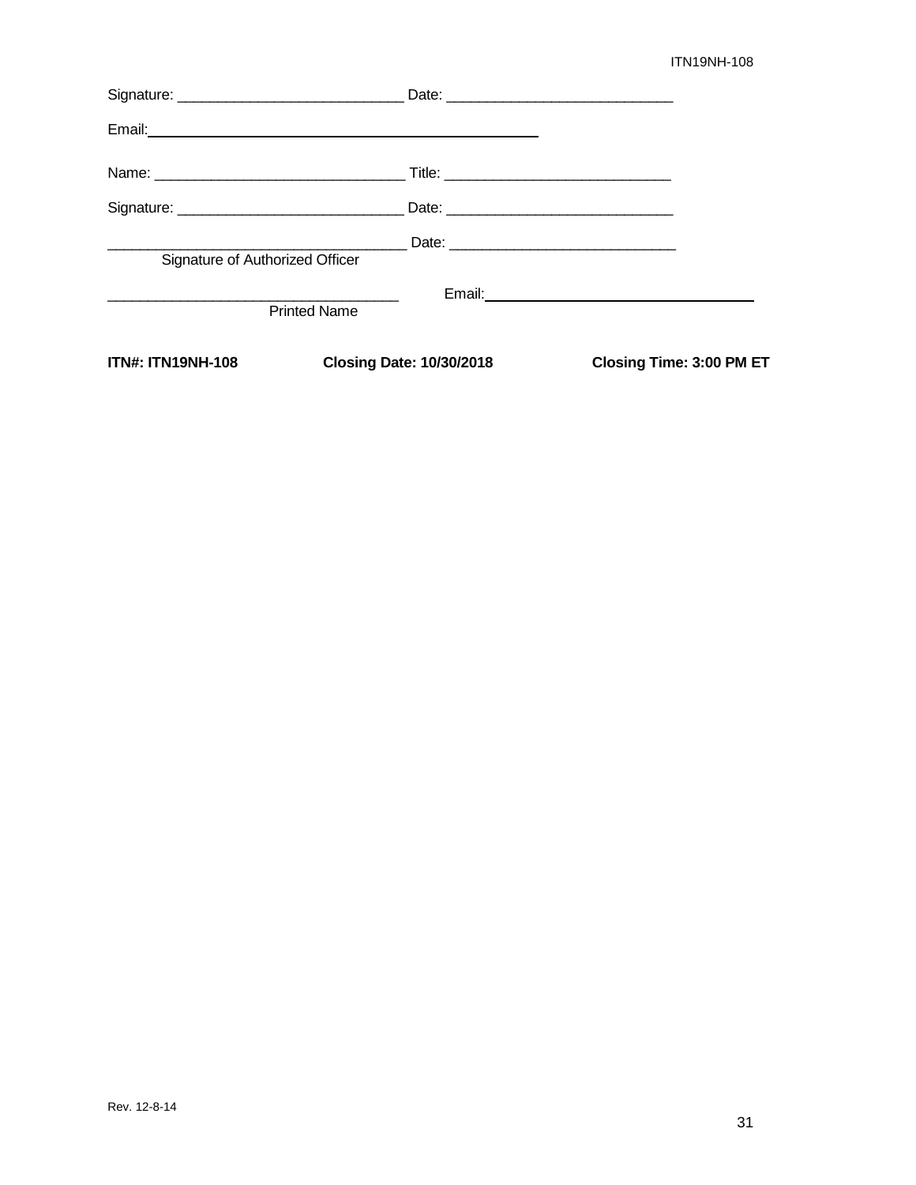Signature: ___________________________ Date: ___________________________

Email: ___________________________________________

Name: ______________________________ Title: ___________________________

Signature: ___________________________ Date: ___________________________

____________________________________ Date: ___________________________
Signature of Authorized Officer

____________________________________ Email: _______________________________
Printed Name

**ITN#: ITN19NH-108** **Closing Date: 10/30/2018** **Closing Time: 3:00 PM ET**

Rev. 12-8-14